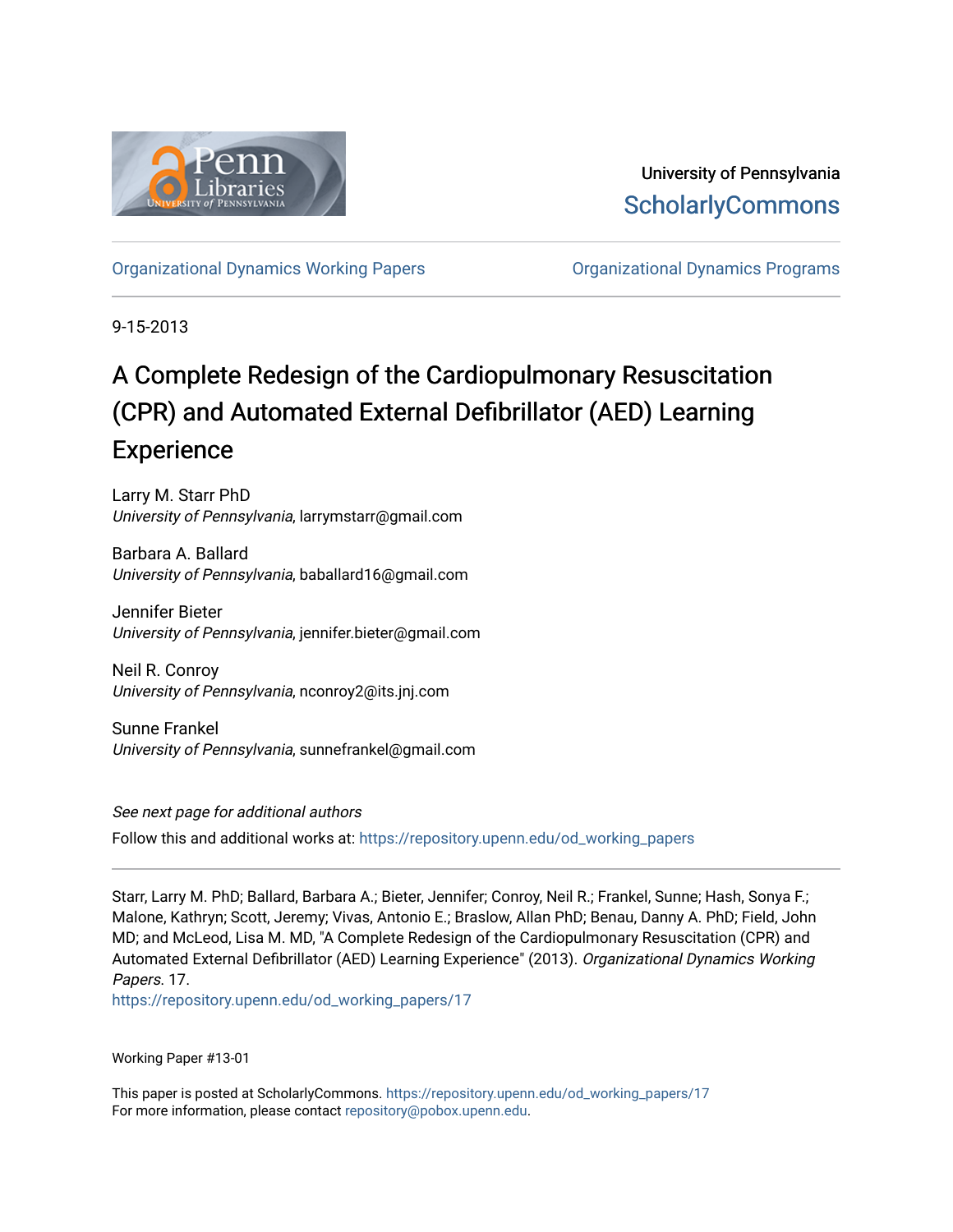University of Pennsylvania
ScholarlyCommons

Organizational Dynamics Working Papers | Organizational Dynamics Programs

9-15-2013

# A Complete Redesign of the Cardiopulmonary Resuscitation (CPR) and Automated External Defibrillator (AED) Learning Experience

Larry M. Starr PhD
*University of Pennsylvania*, larrymstarr@gmail.com

Barbara A. Ballard
*University of Pennsylvania*, baballard16@gmail.com

Jennifer Bieter
*University of Pennsylvania*, jennifer.bieter@gmail.com

Neil R. Conroy
*University of Pennsylvania*, nconroy2@its.jnj.com

Sunne Frankel
*University of Pennsylvania*, sunnefrankel@gmail.com

*See next page for additional authors*

Follow this and additional works at: https://repository.upenn.edu/od_working_papers

Starr, Larry M. PhD; Ballard, Barbara A.; Bieter, Jennifer; Conroy, Neil R.; Frankel, Sunne; Hash, Sonya F.; Malone, Kathryn; Scott, Jeremy; Vivas, Antonio E.; Braslow, Allan PhD; Benau, Danny A. PhD; Field, John MD; and McLeod, Lisa M. MD, "A Complete Redesign of the Cardiopulmonary Resuscitation (CPR) and Automated External Defibrillator (AED) Learning Experience" (2013). *Organizational Dynamics Working Papers*. 17.
https://repository.upenn.edu/od_working_papers/17

Working Paper #13-01

This paper is posted at ScholarlyCommons. https://repository.upenn.edu/od_working_papers/17
For more information, please contact repository@pobox.upenn.edu.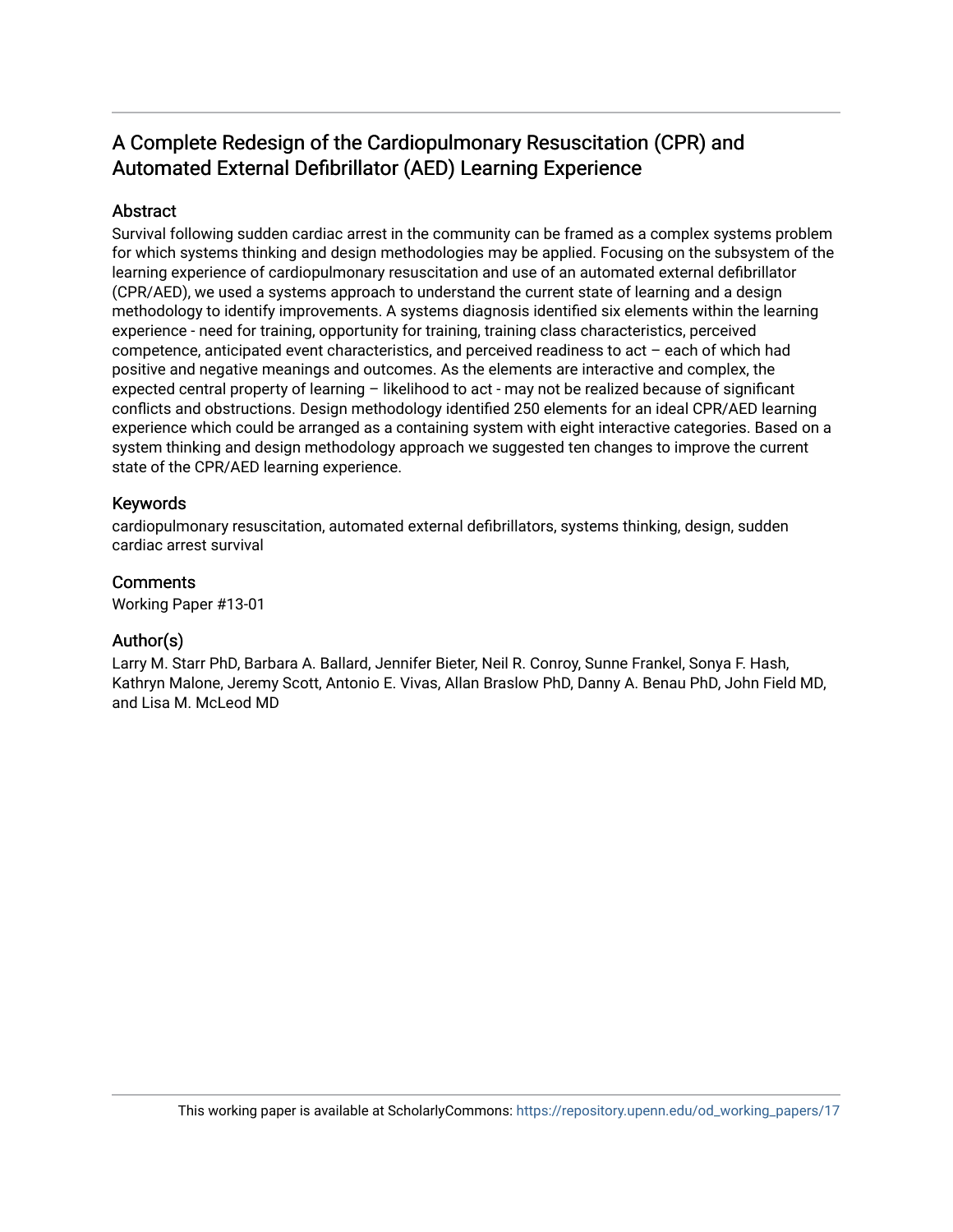# A Complete Redesign of the Cardiopulmonary Resuscitation (CPR) and Automated External Defibrillator (AED) Learning Experience

## Abstract

Survival following sudden cardiac arrest in the community can be framed as a complex systems problem for which systems thinking and design methodologies may be applied. Focusing on the subsystem of the learning experience of cardiopulmonary resuscitation and use of an automated external defibrillator (CPR/AED), we used a systems approach to understand the current state of learning and a design methodology to identify improvements. A systems diagnosis identified six elements within the learning experience - need for training, opportunity for training, training class characteristics, perceived competence, anticipated event characteristics, and perceived readiness to act – each of which had positive and negative meanings and outcomes. As the elements are interactive and complex, the expected central property of learning – likelihood to act - may not be realized because of significant conflicts and obstructions. Design methodology identified 250 elements for an ideal CPR/AED learning experience which could be arranged as a containing system with eight interactive categories. Based on a system thinking and design methodology approach we suggested ten changes to improve the current state of the CPR/AED learning experience.

## Keywords

cardiopulmonary resuscitation, automated external defibrillators, systems thinking, design, sudden cardiac arrest survival

## Comments

Working Paper #13-01

## Author(s)

Larry M. Starr PhD, Barbara A. Ballard, Jennifer Bieter, Neil R. Conroy, Sunne Frankel, Sonya F. Hash, Kathryn Malone, Jeremy Scott, Antonio E. Vivas, Allan Braslow PhD, Danny A. Benau PhD, John Field MD, and Lisa M. McLeod MD

This working paper is available at ScholarlyCommons: https://repository.upenn.edu/od_working_papers/17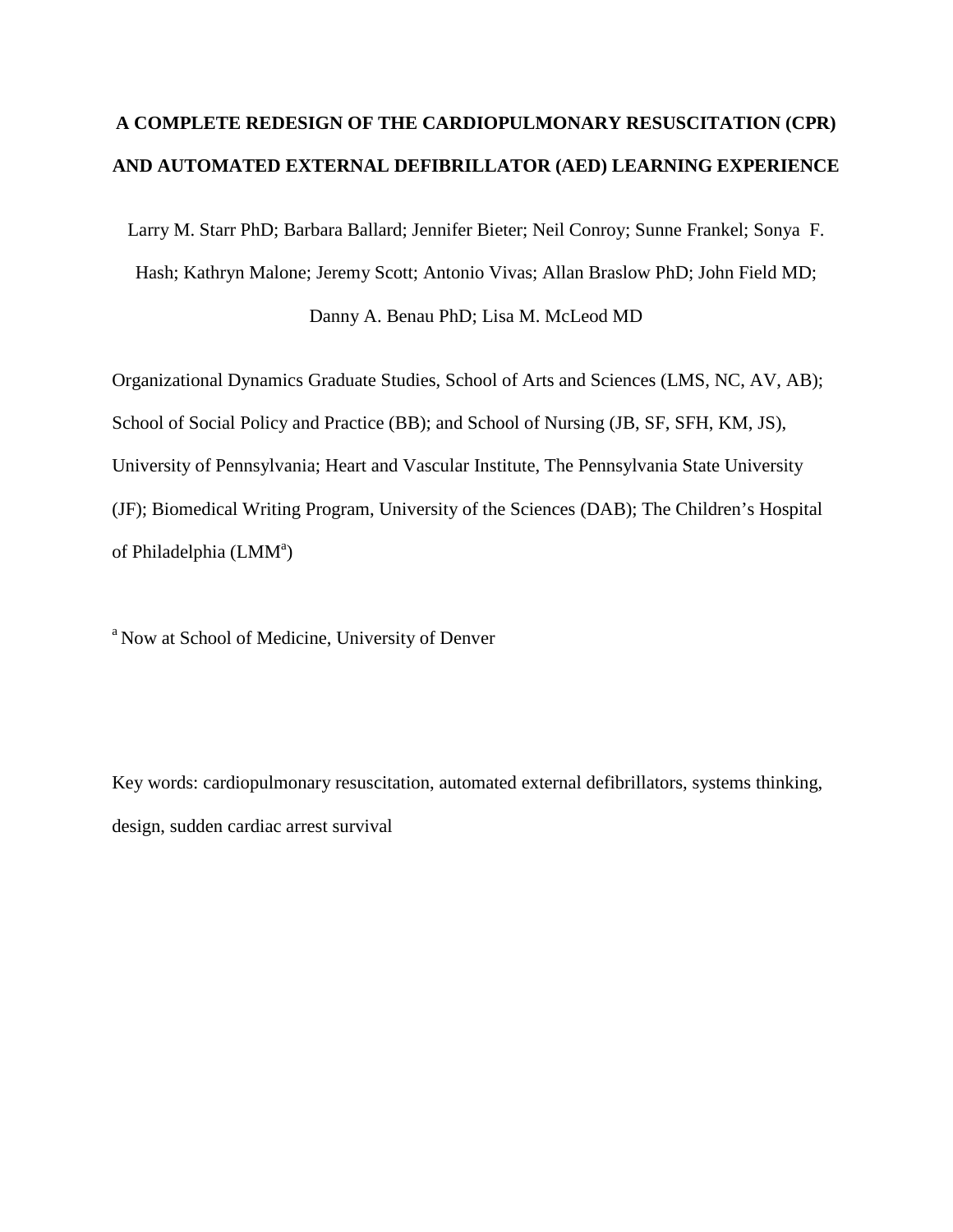# A COMPLETE REDESIGN OF THE CARDIOPULMONARY RESUSCITATION (CPR) AND AUTOMATED EXTERNAL DEFIBRILLATOR (AED) LEARNING EXPERIENCE

Larry M. Starr PhD; Barbara Ballard; Jennifer Bieter; Neil Conroy; Sunne Frankel; Sonya F. Hash; Kathryn Malone; Jeremy Scott; Antonio Vivas; Allan Braslow PhD; John Field MD; Danny A. Benau PhD; Lisa M. McLeod MD

Organizational Dynamics Graduate Studies, School of Arts and Sciences (LMS, NC, AV, AB); School of Social Policy and Practice (BB); and School of Nursing (JB, SF, SFH, KM, JS), University of Pennsylvania; Heart and Vascular Institute, The Pennsylvania State University (JF); Biomedical Writing Program, University of the Sciences (DAB); The Children's Hospital of Philadelphia (LMM[a])

[a] Now at School of Medicine, University of Denver

Key words: cardiopulmonary resuscitation, automated external defibrillators, systems thinking, design, sudden cardiac arrest survival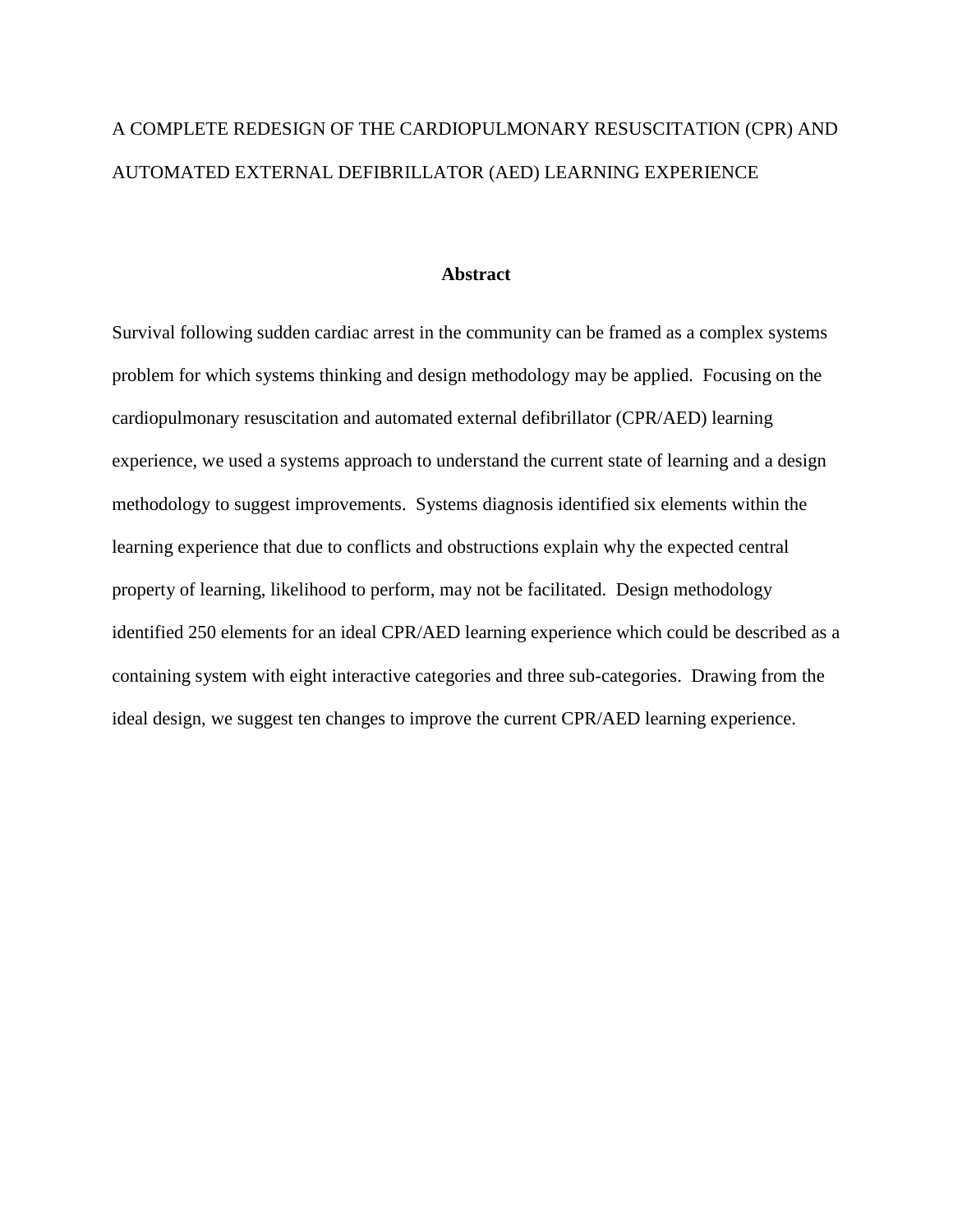A COMPLETE REDESIGN OF THE CARDIOPULMONARY RESUSCITATION (CPR) AND AUTOMATED EXTERNAL DEFIBRILLATOR (AED) LEARNING EXPERIENCE

## Abstract

Survival following sudden cardiac arrest in the community can be framed as a complex systems problem for which systems thinking and design methodology may be applied. Focusing on the cardiopulmonary resuscitation and automated external defibrillator (CPR/AED) learning experience, we used a systems approach to understand the current state of learning and a design methodology to suggest improvements. Systems diagnosis identified six elements within the learning experience that due to conflicts and obstructions explain why the expected central property of learning, likelihood to perform, may not be facilitated. Design methodology identified 250 elements for an ideal CPR/AED learning experience which could be described as a containing system with eight interactive categories and three sub-categories. Drawing from the ideal design, we suggest ten changes to improve the current CPR/AED learning experience.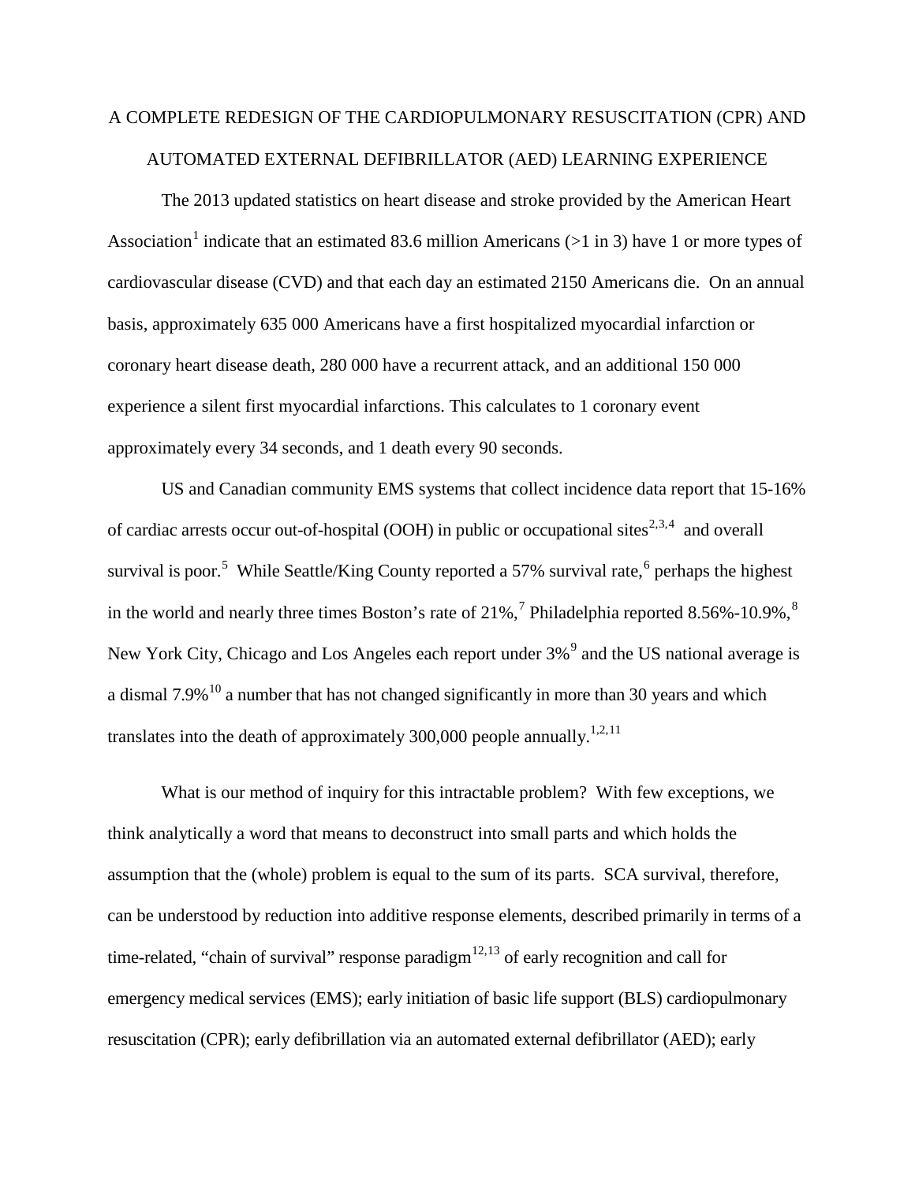# A COMPLETE REDESIGN OF THE CARDIOPULMONARY RESUSCITATION (CPR) AND AUTOMATED EXTERNAL DEFIBRILLATOR (AED) LEARNING EXPERIENCE

The 2013 updated statistics on heart disease and stroke provided by the American Heart Association[1] indicate that an estimated 83.6 million Americans (>1 in 3) have 1 or more types of cardiovascular disease (CVD) and that each day an estimated 2150 Americans die. On an annual basis, approximately 635 000 Americans have a first hospitalized myocardial infarction or coronary heart disease death, 280 000 have a recurrent attack, and an additional 150 000 experience a silent first myocardial infarctions. This calculates to 1 coronary event approximately every 34 seconds, and 1 death every 90 seconds.

US and Canadian community EMS systems that collect incidence data report that 15-16% of cardiac arrests occur out-of-hospital (OOH) in public or occupational sites[2,3,4] and overall survival is poor.[5] While Seattle/King County reported a 57% survival rate,[6] perhaps the highest in the world and nearly three times Boston's rate of 21%,[7] Philadelphia reported 8.56%-10.9%,[8] New York City, Chicago and Los Angeles each report under 3%[9] and the US national average is a dismal 7.9%[10] a number that has not changed significantly in more than 30 years and which translates into the death of approximately 300,000 people annually.[1,2,11]

What is our method of inquiry for this intractable problem? With few exceptions, we think analytically a word that means to deconstruct into small parts and which holds the assumption that the (whole) problem is equal to the sum of its parts. SCA survival, therefore, can be understood by reduction into additive response elements, described primarily in terms of a time-related, "chain of survival" response paradigm[12,13] of early recognition and call for emergency medical services (EMS); early initiation of basic life support (BLS) cardiopulmonary resuscitation (CPR); early defibrillation via an automated external defibrillator (AED); early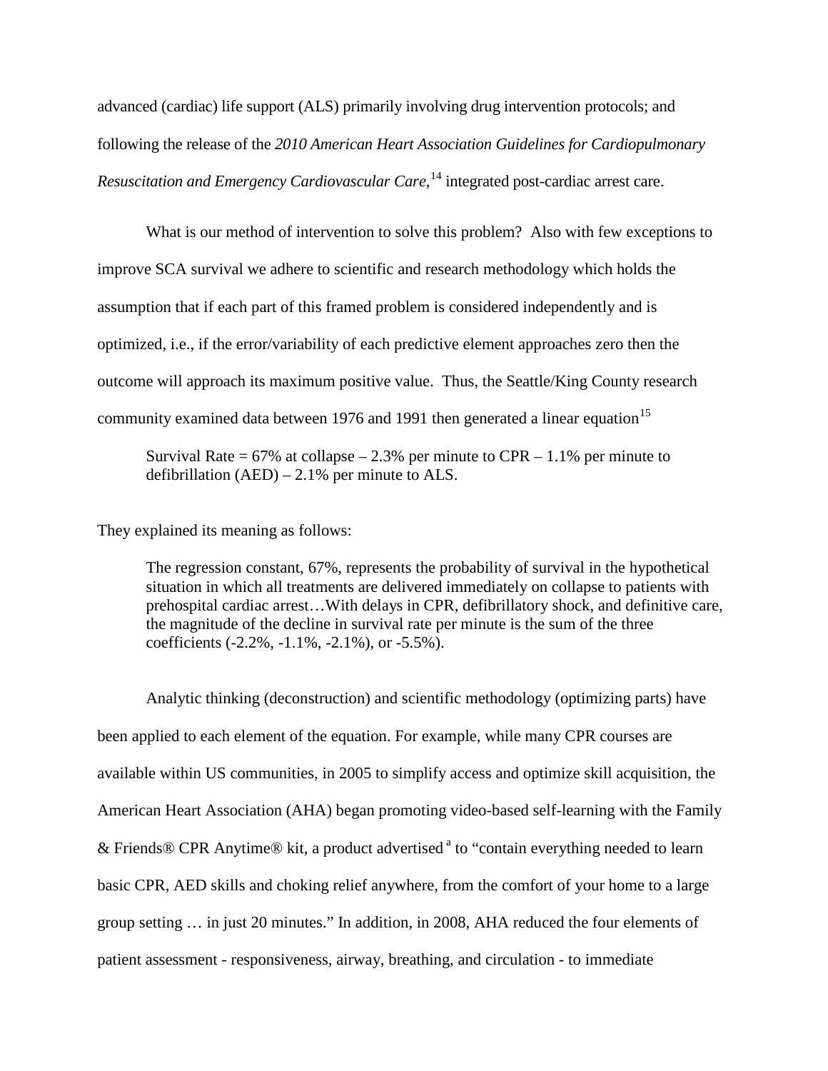advanced (cardiac) life support (ALS) primarily involving drug intervention protocols; and following the release of the *2010 American Heart Association Guidelines for Cardiopulmonary Resuscitation and Emergency Cardiovascular Care*,[14] integrated post-cardiac arrest care.

What is our method of intervention to solve this problem? Also with few exceptions to improve SCA survival we adhere to scientific and research methodology which holds the assumption that if each part of this framed problem is considered independently and is optimized, i.e., if the error/variability of each predictive element approaches zero then the outcome will approach its maximum positive value. Thus, the Seattle/King County research community examined data between 1976 and 1991 then generated a linear equation[15]

> Survival Rate = 67% at collapse – 2.3% per minute to CPR – 1.1% per minute to defibrillation (AED) – 2.1% per minute to ALS.

They explained its meaning as follows:

> The regression constant, 67%, represents the probability of survival in the hypothetical situation in which all treatments are delivered immediately on collapse to patients with prehospital cardiac arrest…With delays in CPR, defibrillatory shock, and definitive care, the magnitude of the decline in survival rate per minute is the sum of the three coefficients (-2.2%, -1.1%, -2.1%), or -5.5%).

Analytic thinking (deconstruction) and scientific methodology (optimizing parts) have been applied to each element of the equation. For example, while many CPR courses are available within US communities, in 2005 to simplify access and optimize skill acquisition, the American Heart Association (AHA) began promoting video-based self-learning with the Family & Friends® CPR Anytime® kit, a product advertised [a] to "contain everything needed to learn basic CPR, AED skills and choking relief anywhere, from the comfort of your home to a large group setting … in just 20 minutes." In addition, in 2008, AHA reduced the four elements of patient assessment - responsiveness, airway, breathing, and circulation - to immediate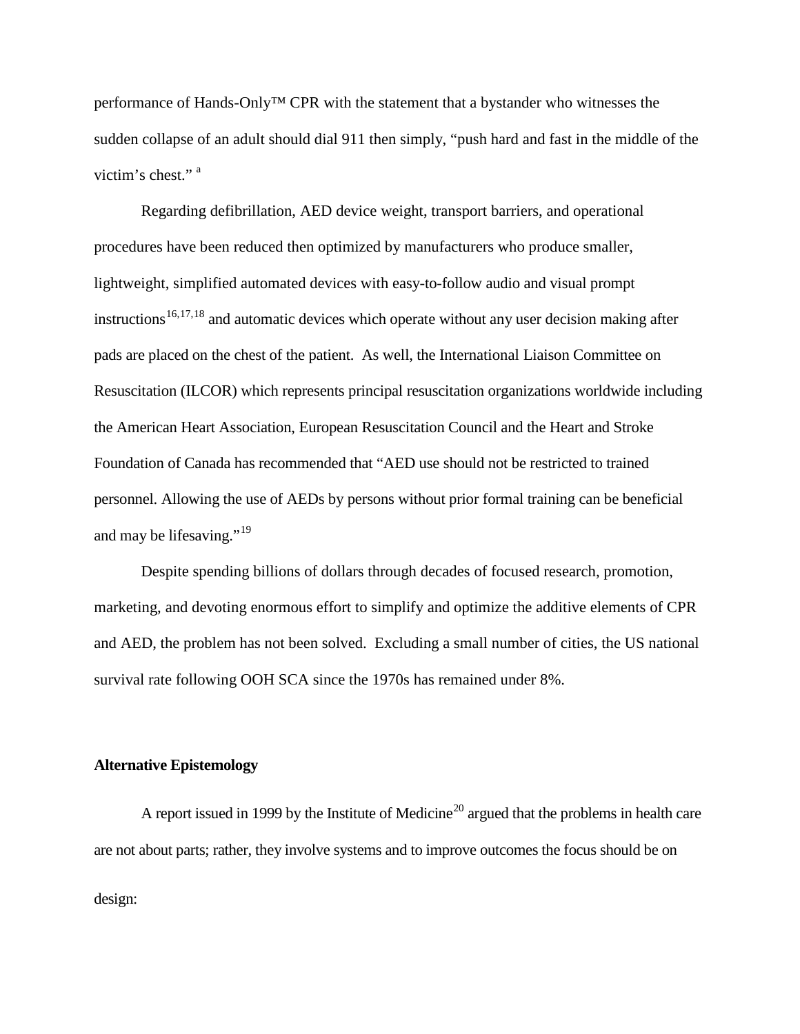performance of Hands-Only™ CPR with the statement that a bystander who witnesses the sudden collapse of an adult should dial 911 then simply, "push hard and fast in the middle of the victim's chest." [a]

Regarding defibrillation, AED device weight, transport barriers, and operational procedures have been reduced then optimized by manufacturers who produce smaller, lightweight, simplified automated devices with easy-to-follow audio and visual prompt instructions[16,17,18] and automatic devices which operate without any user decision making after pads are placed on the chest of the patient. As well, the International Liaison Committee on Resuscitation (ILCOR) which represents principal resuscitation organizations worldwide including the American Heart Association, European Resuscitation Council and the Heart and Stroke Foundation of Canada has recommended that "AED use should not be restricted to trained personnel. Allowing the use of AEDs by persons without prior formal training can be beneficial and may be lifesaving."[19]

Despite spending billions of dollars through decades of focused research, promotion, marketing, and devoting enormous effort to simplify and optimize the additive elements of CPR and AED, the problem has not been solved. Excluding a small number of cities, the US national survival rate following OOH SCA since the 1970s has remained under 8%.

**Alternative Epistemology**

A report issued in 1999 by the Institute of Medicine[20] argued that the problems in health care are not about parts; rather, they involve systems and to improve outcomes the focus should be on design: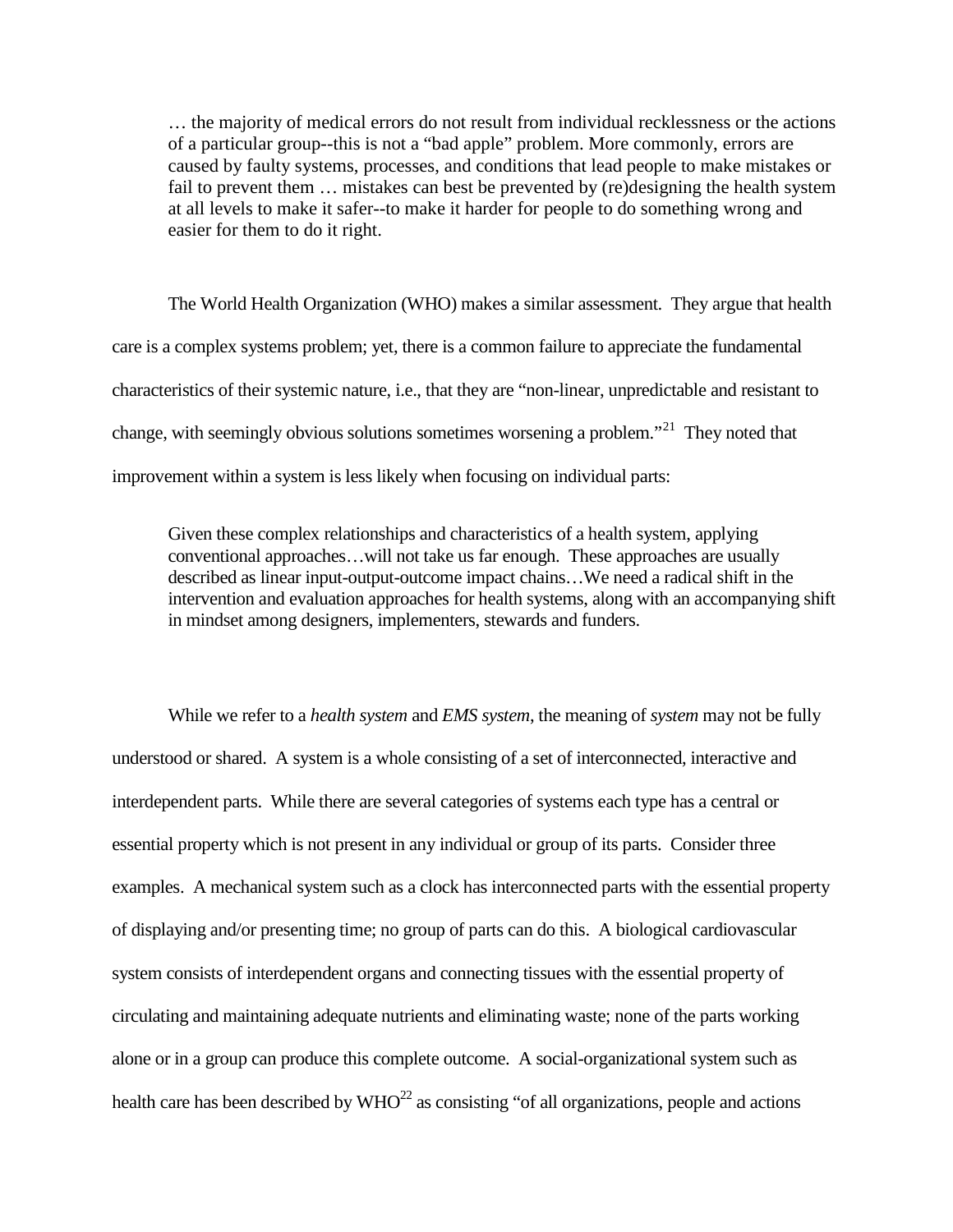> … the majority of medical errors do not result from individual recklessness or the actions of a particular group--this is not a "bad apple" problem. More commonly, errors are caused by faulty systems, processes, and conditions that lead people to make mistakes or fail to prevent them … mistakes can best be prevented by (re)designing the health system at all levels to make it safer--to make it harder for people to do something wrong and easier for them to do it right.

The World Health Organization (WHO) makes a similar assessment. They argue that health care is a complex systems problem; yet, there is a common failure to appreciate the fundamental characteristics of their systemic nature, i.e., that they are "non-linear, unpredictable and resistant to change, with seemingly obvious solutions sometimes worsening a problem."[21] They noted that improvement within a system is less likely when focusing on individual parts:

> Given these complex relationships and characteristics of a health system, applying conventional approaches…will not take us far enough. These approaches are usually described as linear input-output-outcome impact chains…We need a radical shift in the intervention and evaluation approaches for health systems, along with an accompanying shift in mindset among designers, implementers, stewards and funders.

While we refer to a *health system* and *EMS system*, the meaning of *system* may not be fully understood or shared. A system is a whole consisting of a set of interconnected, interactive and interdependent parts. While there are several categories of systems each type has a central or essential property which is not present in any individual or group of its parts. Consider three examples. A mechanical system such as a clock has interconnected parts with the essential property of displaying and/or presenting time; no group of parts can do this. A biological cardiovascular system consists of interdependent organs and connecting tissues with the essential property of circulating and maintaining adequate nutrients and eliminating waste; none of the parts working alone or in a group can produce this complete outcome. A social-organizational system such as health care has been described by WHO[22] as consisting "of all organizations, people and actions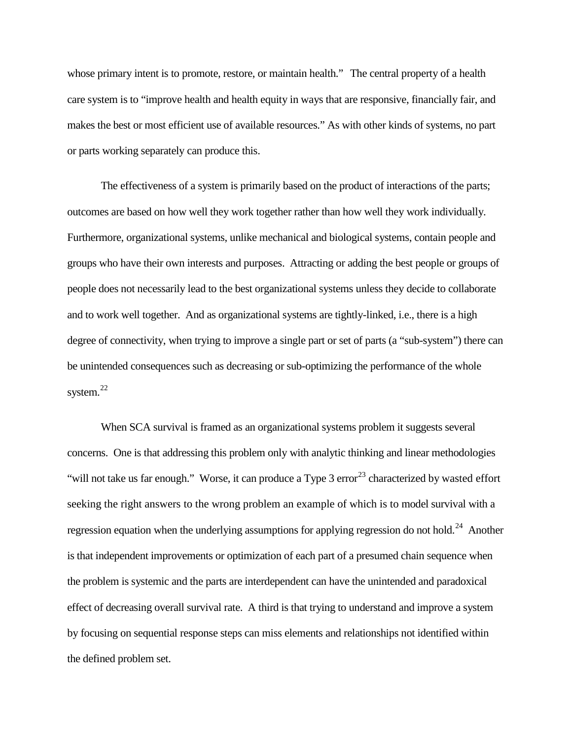whose primary intent is to promote, restore, or maintain health." The central property of a health care system is to "improve health and health equity in ways that are responsive, financially fair, and makes the best or most efficient use of available resources." As with other kinds of systems, no part or parts working separately can produce this.

The effectiveness of a system is primarily based on the product of interactions of the parts; outcomes are based on how well they work together rather than how well they work individually. Furthermore, organizational systems, unlike mechanical and biological systems, contain people and groups who have their own interests and purposes. Attracting or adding the best people or groups of people does not necessarily lead to the best organizational systems unless they decide to collaborate and to work well together. And as organizational systems are tightly-linked, i.e., there is a high degree of connectivity, when trying to improve a single part or set of parts (a "sub-system") there can be unintended consequences such as decreasing or sub-optimizing the performance of the whole system.[22]

When SCA survival is framed as an organizational systems problem it suggests several concerns. One is that addressing this problem only with analytic thinking and linear methodologies "will not take us far enough." Worse, it can produce a Type 3 error[23] characterized by wasted effort seeking the right answers to the wrong problem an example of which is to model survival with a regression equation when the underlying assumptions for applying regression do not hold.[24] Another is that independent improvements or optimization of each part of a presumed chain sequence when the problem is systemic and the parts are interdependent can have the unintended and paradoxical effect of decreasing overall survival rate. A third is that trying to understand and improve a system by focusing on sequential response steps can miss elements and relationships not identified within the defined problem set.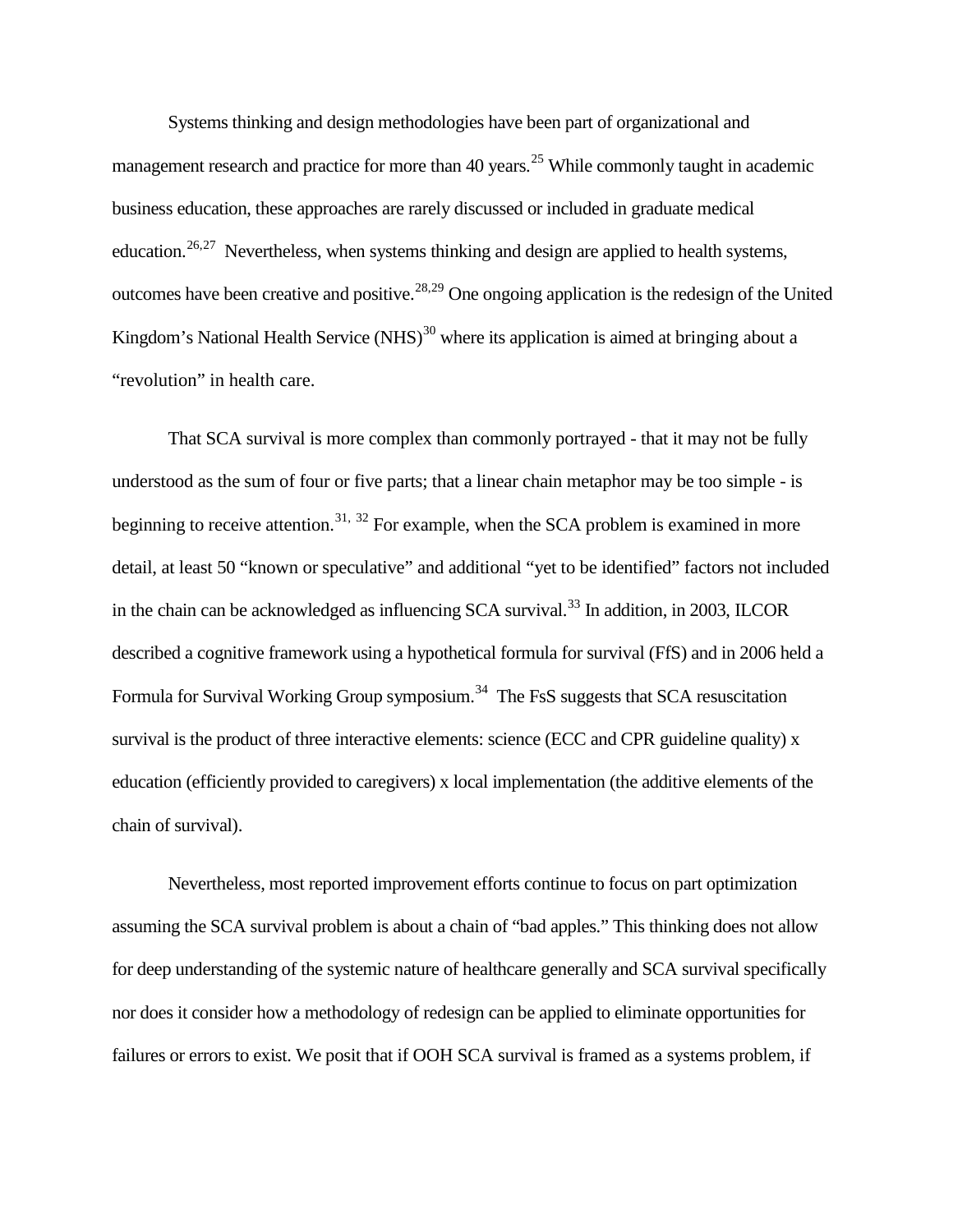Systems thinking and design methodologies have been part of organizational and management research and practice for more than 40 years.[25] While commonly taught in academic business education, these approaches are rarely discussed or included in graduate medical education.[26,27] Nevertheless, when systems thinking and design are applied to health systems, outcomes have been creative and positive.[28,29] One ongoing application is the redesign of the United Kingdom's National Health Service (NHS)[30] where its application is aimed at bringing about a "revolution" in health care.

That SCA survival is more complex than commonly portrayed - that it may not be fully understood as the sum of four or five parts; that a linear chain metaphor may be too simple - is beginning to receive attention.[31, 32] For example, when the SCA problem is examined in more detail, at least 50 "known or speculative" and additional "yet to be identified" factors not included in the chain can be acknowledged as influencing SCA survival.[33] In addition, in 2003, ILCOR described a cognitive framework using a hypothetical formula for survival (FfS) and in 2006 held a Formula for Survival Working Group symposium.[34] The FsS suggests that SCA resuscitation survival is the product of three interactive elements: science (ECC and CPR guideline quality) x education (efficiently provided to caregivers) x local implementation (the additive elements of the chain of survival).

Nevertheless, most reported improvement efforts continue to focus on part optimization assuming the SCA survival problem is about a chain of "bad apples." This thinking does not allow for deep understanding of the systemic nature of healthcare generally and SCA survival specifically nor does it consider how a methodology of redesign can be applied to eliminate opportunities for failures or errors to exist. We posit that if OOH SCA survival is framed as a systems problem, if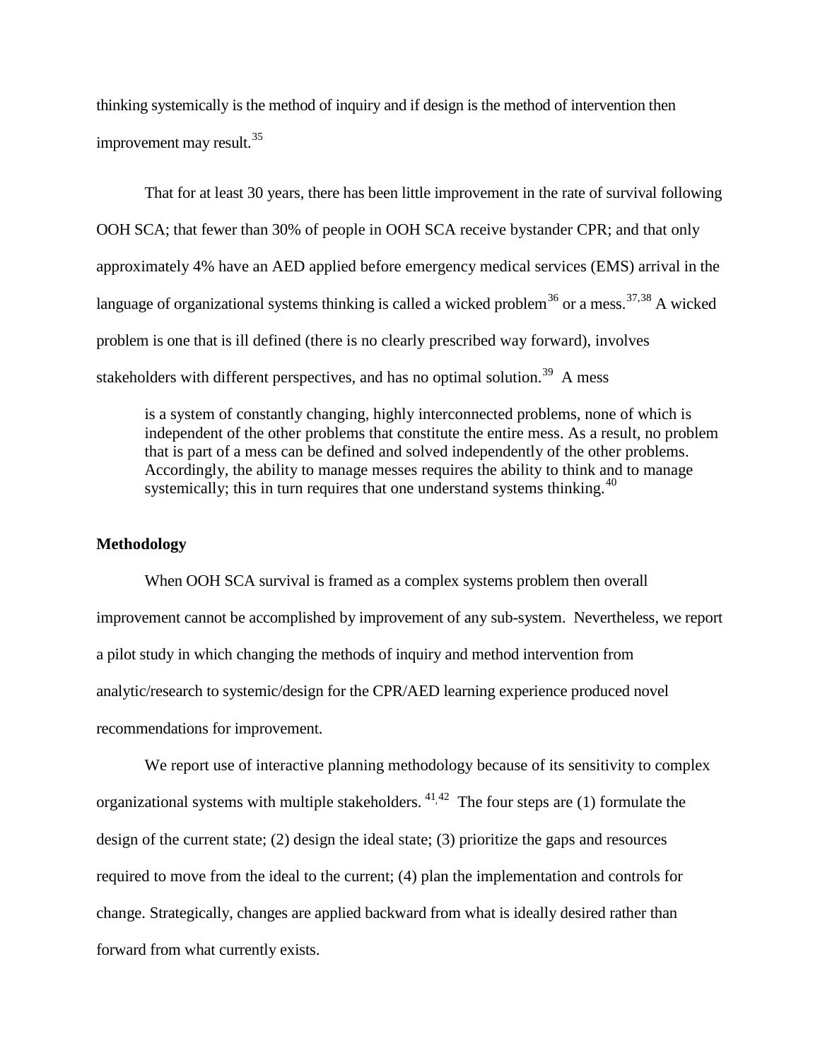thinking systemically is the method of inquiry and if design is the method of intervention then improvement may result.[35]

That for at least 30 years, there has been little improvement in the rate of survival following OOH SCA; that fewer than 30% of people in OOH SCA receive bystander CPR; and that only approximately 4% have an AED applied before emergency medical services (EMS) arrival in the language of organizational systems thinking is called a wicked problem[36] or a mess.[37,38] A wicked problem is one that is ill defined (there is no clearly prescribed way forward), involves stakeholders with different perspectives, and has no optimal solution.[39] A mess

> is a system of constantly changing, highly interconnected problems, none of which is independent of the other problems that constitute the entire mess. As a result, no problem that is part of a mess can be defined and solved independently of the other problems. Accordingly, the ability to manage messes requires the ability to think and to manage systemically; this in turn requires that one understand systems thinking.[40]

**Methodology**

When OOH SCA survival is framed as a complex systems problem then overall improvement cannot be accomplished by improvement of any sub-system. Nevertheless, we report a pilot study in which changing the methods of inquiry and method intervention from analytic/research to systemic/design for the CPR/AED learning experience produced novel recommendations for improvement.

We report use of interactive planning methodology because of its sensitivity to complex organizational systems with multiple stakeholders.[41,42] The four steps are (1) formulate the design of the current state; (2) design the ideal state; (3) prioritize the gaps and resources required to move from the ideal to the current; (4) plan the implementation and controls for change. Strategically, changes are applied backward from what is ideally desired rather than forward from what currently exists.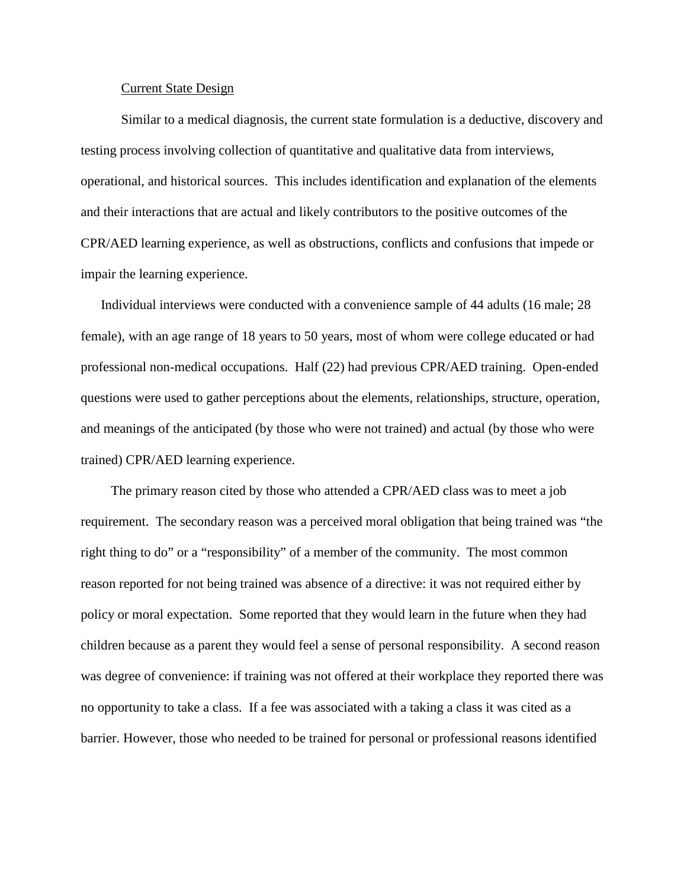Current State Design

Similar to a medical diagnosis, the current state formulation is a deductive, discovery and testing process involving collection of quantitative and qualitative data from interviews, operational, and historical sources. This includes identification and explanation of the elements and their interactions that are actual and likely contributors to the positive outcomes of the CPR/AED learning experience, as well as obstructions, conflicts and confusions that impede or impair the learning experience.

Individual interviews were conducted with a convenience sample of 44 adults (16 male; 28 female), with an age range of 18 years to 50 years, most of whom were college educated or had professional non-medical occupations. Half (22) had previous CPR/AED training. Open-ended questions were used to gather perceptions about the elements, relationships, structure, operation, and meanings of the anticipated (by those who were not trained) and actual (by those who were trained) CPR/AED learning experience.

The primary reason cited by those who attended a CPR/AED class was to meet a job requirement. The secondary reason was a perceived moral obligation that being trained was "the right thing to do" or a "responsibility" of a member of the community. The most common reason reported for not being trained was absence of a directive: it was not required either by policy or moral expectation. Some reported that they would learn in the future when they had children because as a parent they would feel a sense of personal responsibility. A second reason was degree of convenience: if training was not offered at their workplace they reported there was no opportunity to take a class. If a fee was associated with a taking a class it was cited as a barrier. However, those who needed to be trained for personal or professional reasons identified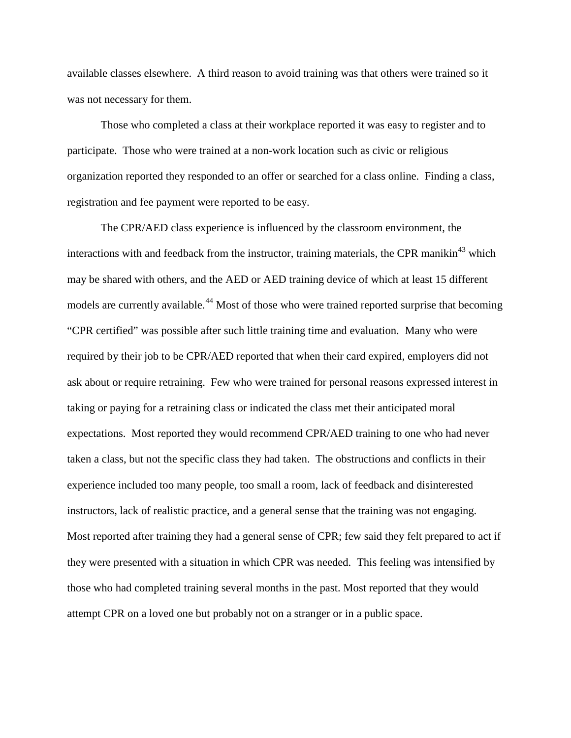available classes elsewhere. A third reason to avoid training was that others were trained so it was not necessary for them.

Those who completed a class at their workplace reported it was easy to register and to participate. Those who were trained at a non-work location such as civic or religious organization reported they responded to an offer or searched for a class online. Finding a class, registration and fee payment were reported to be easy.

The CPR/AED class experience is influenced by the classroom environment, the interactions with and feedback from the instructor, training materials, the CPR manikin[43] which may be shared with others, and the AED or AED training device of which at least 15 different models are currently available.[44] Most of those who were trained reported surprise that becoming "CPR certified" was possible after such little training time and evaluation. Many who were required by their job to be CPR/AED reported that when their card expired, employers did not ask about or require retraining. Few who were trained for personal reasons expressed interest in taking or paying for a retraining class or indicated the class met their anticipated moral expectations. Most reported they would recommend CPR/AED training to one who had never taken a class, but not the specific class they had taken. The obstructions and conflicts in their experience included too many people, too small a room, lack of feedback and disinterested instructors, lack of realistic practice, and a general sense that the training was not engaging. Most reported after training they had a general sense of CPR; few said they felt prepared to act if they were presented with a situation in which CPR was needed. This feeling was intensified by those who had completed training several months in the past. Most reported that they would attempt CPR on a loved one but probably not on a stranger or in a public space.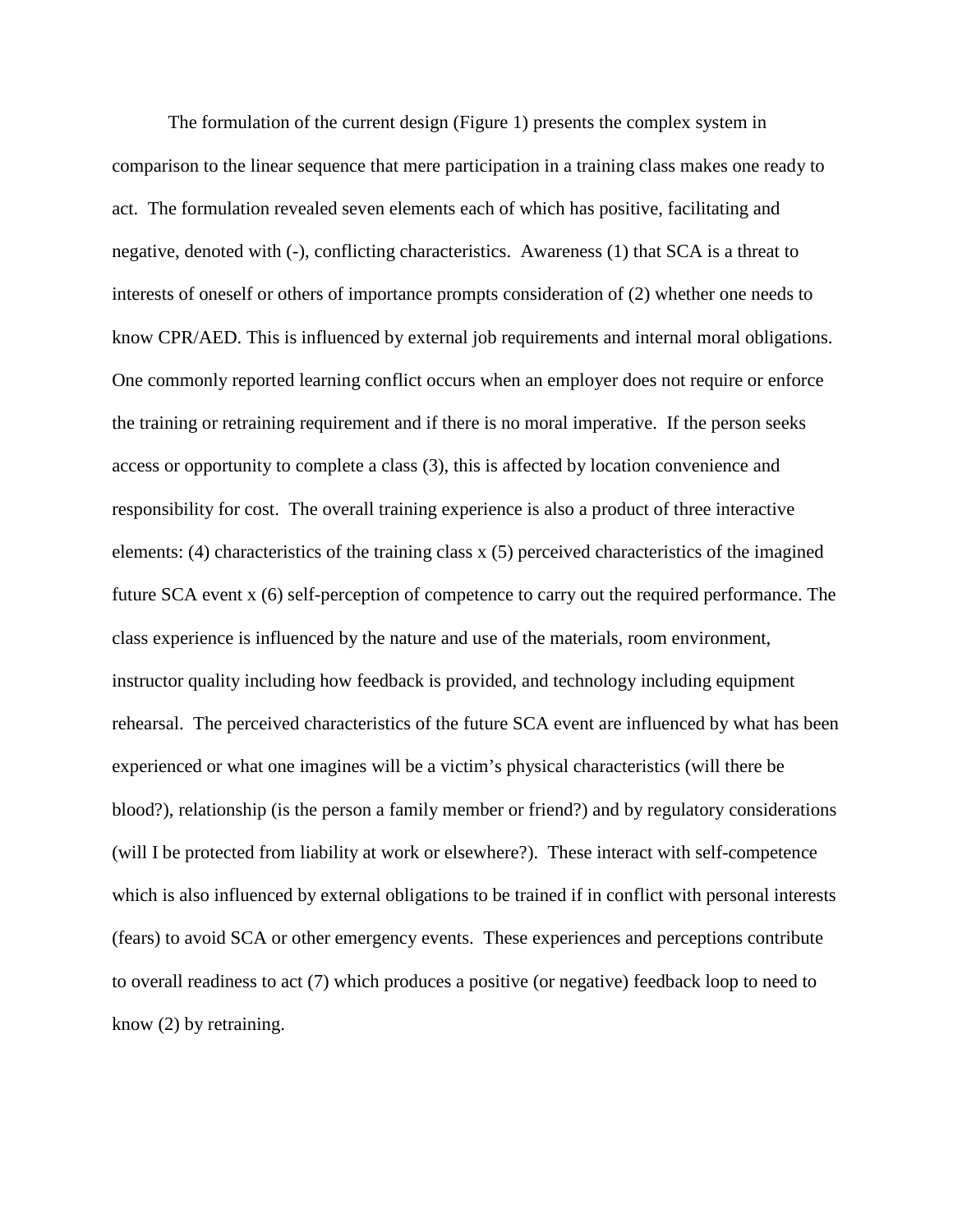The formulation of the current design (Figure 1) presents the complex system in comparison to the linear sequence that mere participation in a training class makes one ready to act. The formulation revealed seven elements each of which has positive, facilitating and negative, denoted with (-), conflicting characteristics. Awareness (1) that SCA is a threat to interests of oneself or others of importance prompts consideration of (2) whether one needs to know CPR/AED. This is influenced by external job requirements and internal moral obligations. One commonly reported learning conflict occurs when an employer does not require or enforce the training or retraining requirement and if there is no moral imperative. If the person seeks access or opportunity to complete a class (3), this is affected by location convenience and responsibility for cost. The overall training experience is also a product of three interactive elements: (4) characteristics of the training class x (5) perceived characteristics of the imagined future SCA event x (6) self-perception of competence to carry out the required performance. The class experience is influenced by the nature and use of the materials, room environment, instructor quality including how feedback is provided, and technology including equipment rehearsal. The perceived characteristics of the future SCA event are influenced by what has been experienced or what one imagines will be a victim's physical characteristics (will there be blood?), relationship (is the person a family member or friend?) and by regulatory considerations (will I be protected from liability at work or elsewhere?). These interact with self-competence which is also influenced by external obligations to be trained if in conflict with personal interests (fears) to avoid SCA or other emergency events. These experiences and perceptions contribute to overall readiness to act (7) which produces a positive (or negative) feedback loop to need to know (2) by retraining.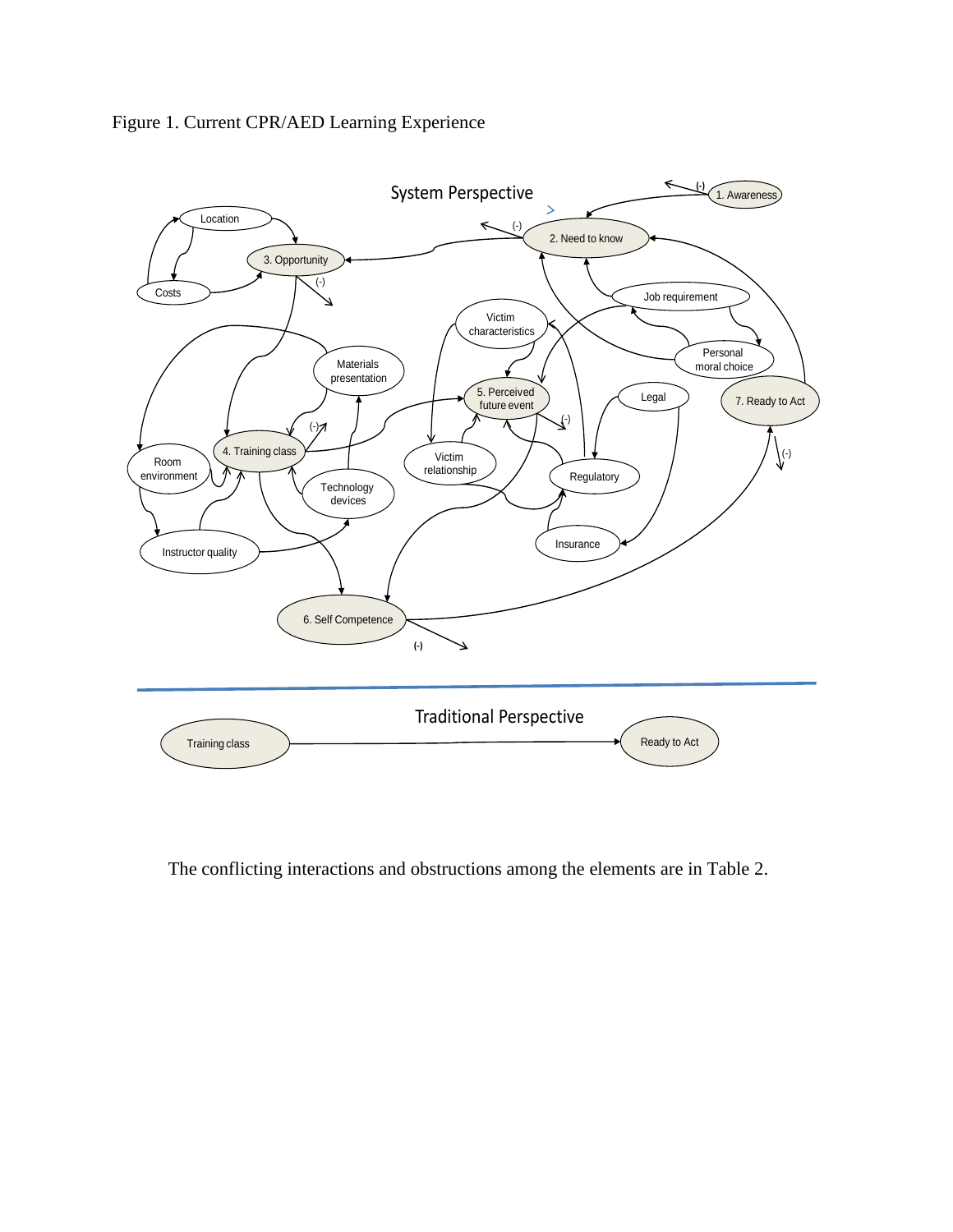Figure 1. Current CPR/AED Learning Experience

The conflicting interactions and obstructions among the elements are in Table 2.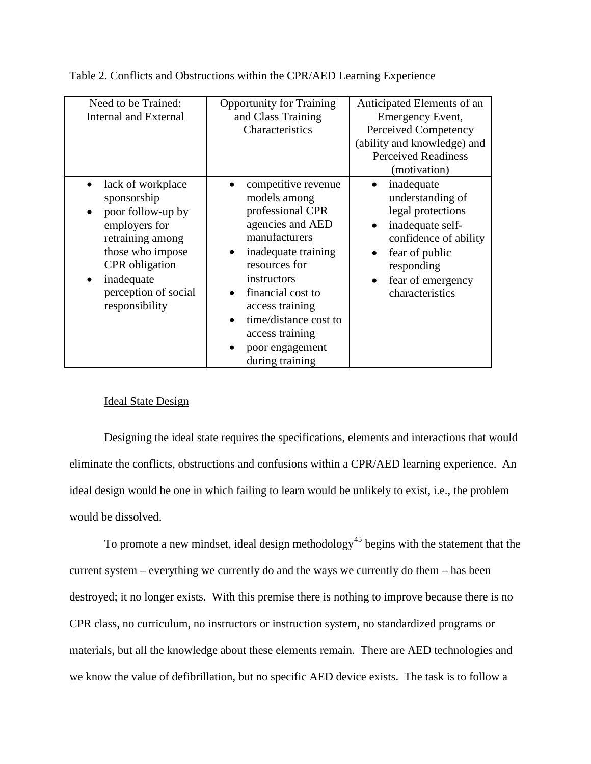Table 2. Conflicts and Obstructions within the CPR/AED Learning Experience

| Need to be Trained: Internal and External | Opportunity for Training and Class Training Characteristics | Anticipated Elements of an Emergency Event, Perceived Competency (ability and knowledge) and Perceived Readiness (motivation) |
|---|---|---|
| • lack of workplace sponsorship<br>• poor follow-up by employers for retraining among those who impose CPR obligation<br>• inadequate perception of social responsibility | • competitive revenue models among professional CPR agencies and AED manufacturers<br>• inadequate training resources for instructors<br>• financial cost to access training<br>• time/distance cost to access training<br>• poor engagement during training | • inadequate understanding of legal protections<br>• inadequate self-confidence of ability<br>• fear of public responding<br>• fear of emergency characteristics |

Ideal State Design

Designing the ideal state requires the specifications, elements and interactions that would eliminate the conflicts, obstructions and confusions within a CPR/AED learning experience. An ideal design would be one in which failing to learn would be unlikely to exist, i.e., the problem would be dissolved.

To promote a new mindset, ideal design methodology[45] begins with the statement that the current system – everything we currently do and the ways we currently do them – has been destroyed; it no longer exists. With this premise there is nothing to improve because there is no CPR class, no curriculum, no instructors or instruction system, no standardized programs or materials, but all the knowledge about these elements remain. There are AED technologies and we know the value of defibrillation, but no specific AED device exists. The task is to follow a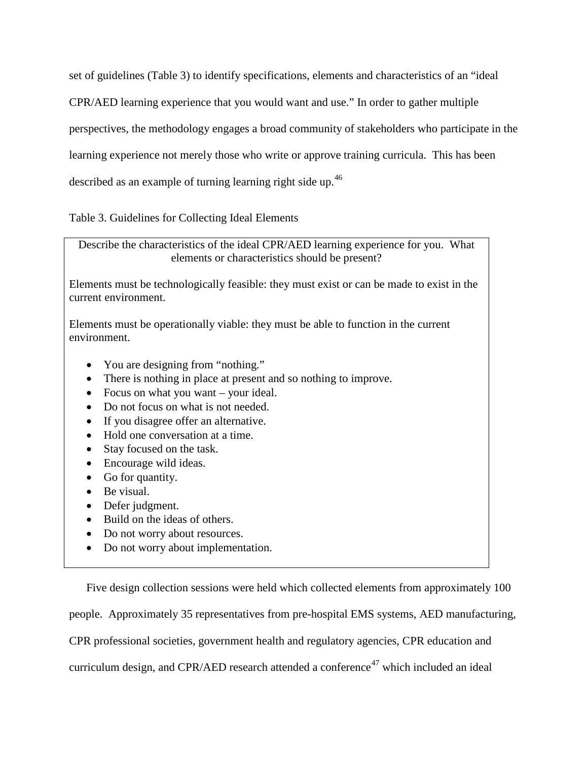set of guidelines (Table 3) to identify specifications, elements and characteristics of an "ideal CPR/AED learning experience that you would want and use." In order to gather multiple perspectives, the methodology engages a broad community of stakeholders who participate in the learning experience not merely those who write or approve training curricula. This has been described as an example of turning learning right side up.[46]

Table 3. Guidelines for Collecting Ideal Elements

Describe the characteristics of the ideal CPR/AED learning experience for you. What elements or characteristics should be present?

Elements must be technologically feasible: they must exist or can be made to exist in the current environment.

Elements must be operationally viable: they must be able to function in the current environment.

- You are designing from "nothing."
- There is nothing in place at present and so nothing to improve.
- Focus on what you want – your ideal.
- Do not focus on what is not needed.
- If you disagree offer an alternative.
- Hold one conversation at a time.
- Stay focused on the task.
- Encourage wild ideas.
- Go for quantity.
- Be visual.
- Defer judgment.
- Build on the ideas of others.
- Do not worry about resources.
- Do not worry about implementation.

Five design collection sessions were held which collected elements from approximately 100 people. Approximately 35 representatives from pre-hospital EMS systems, AED manufacturing, CPR professional societies, government health and regulatory agencies, CPR education and curriculum design, and CPR/AED research attended a conference[47] which included an ideal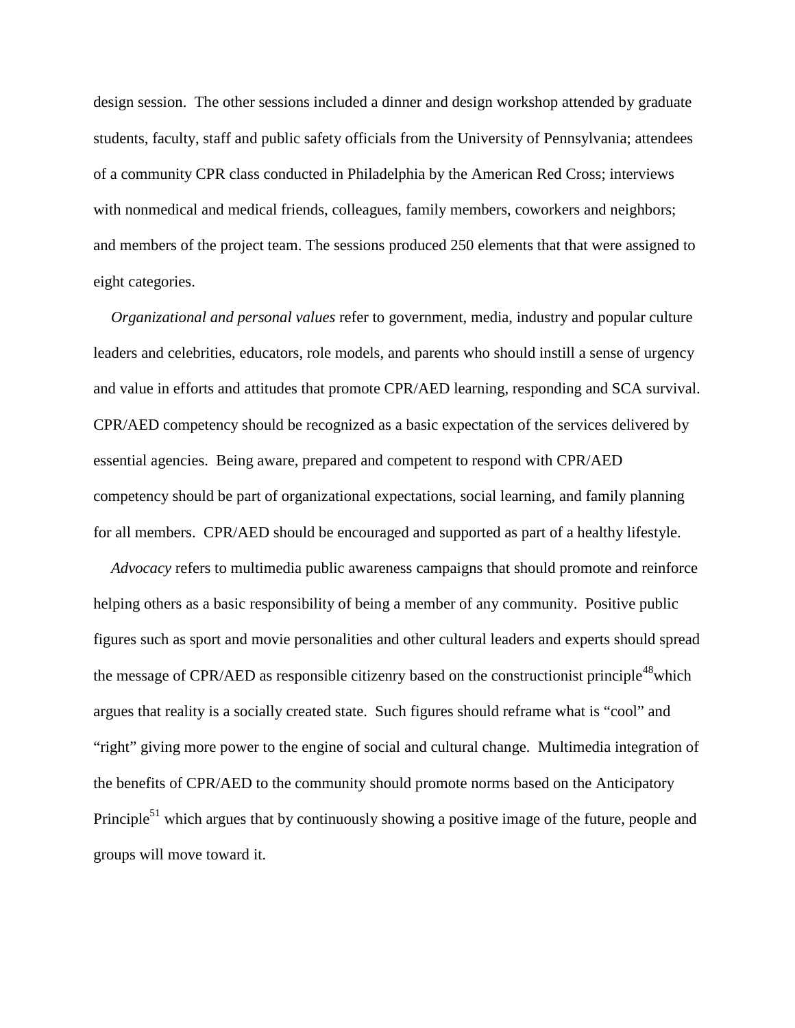design session. The other sessions included a dinner and design workshop attended by graduate students, faculty, staff and public safety officials from the University of Pennsylvania; attendees of a community CPR class conducted in Philadelphia by the American Red Cross; interviews with nonmedical and medical friends, colleagues, family members, coworkers and neighbors; and members of the project team. The sessions produced 250 elements that that were assigned to eight categories.

*Organizational and personal values* refer to government, media, industry and popular culture leaders and celebrities, educators, role models, and parents who should instill a sense of urgency and value in efforts and attitudes that promote CPR/AED learning, responding and SCA survival. CPR/AED competency should be recognized as a basic expectation of the services delivered by essential agencies. Being aware, prepared and competent to respond with CPR/AED competency should be part of organizational expectations, social learning, and family planning for all members. CPR/AED should be encouraged and supported as part of a healthy lifestyle.

*Advocacy* refers to multimedia public awareness campaigns that should promote and reinforce helping others as a basic responsibility of being a member of any community. Positive public figures such as sport and movie personalities and other cultural leaders and experts should spread the message of CPR/AED as responsible citizenry based on the constructionist principle[48]which argues that reality is a socially created state. Such figures should reframe what is "cool" and "right" giving more power to the engine of social and cultural change. Multimedia integration of the benefits of CPR/AED to the community should promote norms based on the Anticipatory Principle[51] which argues that by continuously showing a positive image of the future, people and groups will move toward it.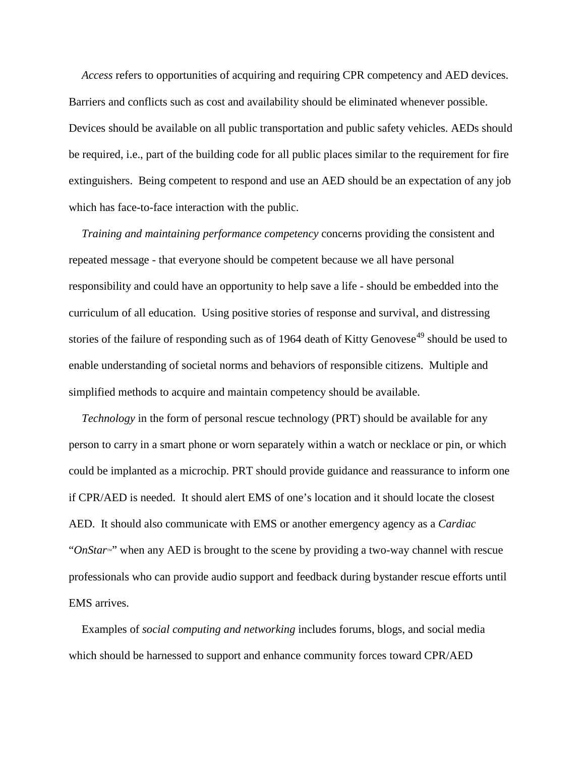*Access* refers to opportunities of acquiring and requiring CPR competency and AED devices. Barriers and conflicts such as cost and availability should be eliminated whenever possible. Devices should be available on all public transportation and public safety vehicles. AEDs should be required, i.e., part of the building code for all public places similar to the requirement for fire extinguishers. Being competent to respond and use an AED should be an expectation of any job which has face-to-face interaction with the public.

*Training and maintaining performance competency* concerns providing the consistent and repeated message - that everyone should be competent because we all have personal responsibility and could have an opportunity to help save a life - should be embedded into the curriculum of all education. Using positive stories of response and survival, and distressing stories of the failure of responding such as of 1964 death of Kitty Genovese[49] should be used to enable understanding of societal norms and behaviors of responsible citizens. Multiple and simplified methods to acquire and maintain competency should be available.

*Technology* in the form of personal rescue technology (PRT) should be available for any person to carry in a smart phone or worn separately within a watch or necklace or pin, or which could be implanted as a microchip. PRT should provide guidance and reassurance to inform one if CPR/AED is needed. It should alert EMS of one's location and it should locate the closest AED. It should also communicate with EMS or another emergency agency as a *Cardiac* "*OnStar*™" when any AED is brought to the scene by providing a two-way channel with rescue professionals who can provide audio support and feedback during bystander rescue efforts until EMS arrives.

Examples of *social computing and networking* includes forums, blogs, and social media which should be harnessed to support and enhance community forces toward CPR/AED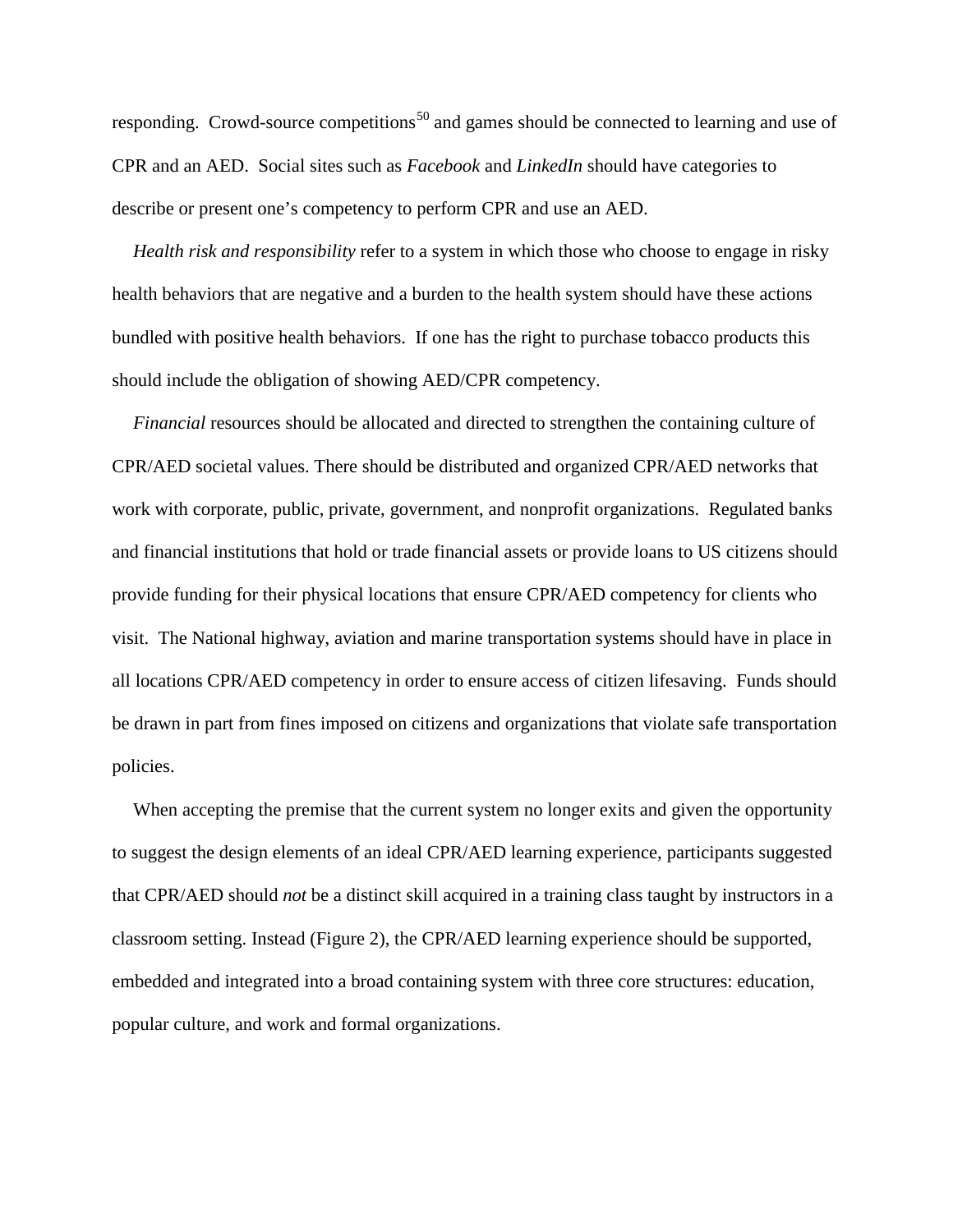responding. Crowd-source competitions[50] and games should be connected to learning and use of CPR and an AED. Social sites such as *Facebook* and *LinkedIn* should have categories to describe or present one's competency to perform CPR and use an AED.

*Health risk and responsibility* refer to a system in which those who choose to engage in risky health behaviors that are negative and a burden to the health system should have these actions bundled with positive health behaviors. If one has the right to purchase tobacco products this should include the obligation of showing AED/CPR competency.

*Financial* resources should be allocated and directed to strengthen the containing culture of CPR/AED societal values. There should be distributed and organized CPR/AED networks that work with corporate, public, private, government, and nonprofit organizations. Regulated banks and financial institutions that hold or trade financial assets or provide loans to US citizens should provide funding for their physical locations that ensure CPR/AED competency for clients who visit. The National highway, aviation and marine transportation systems should have in place in all locations CPR/AED competency in order to ensure access of citizen lifesaving. Funds should be drawn in part from fines imposed on citizens and organizations that violate safe transportation policies.

When accepting the premise that the current system no longer exits and given the opportunity to suggest the design elements of an ideal CPR/AED learning experience, participants suggested that CPR/AED should *not* be a distinct skill acquired in a training class taught by instructors in a classroom setting. Instead (Figure 2), the CPR/AED learning experience should be supported, embedded and integrated into a broad containing system with three core structures: education, popular culture, and work and formal organizations.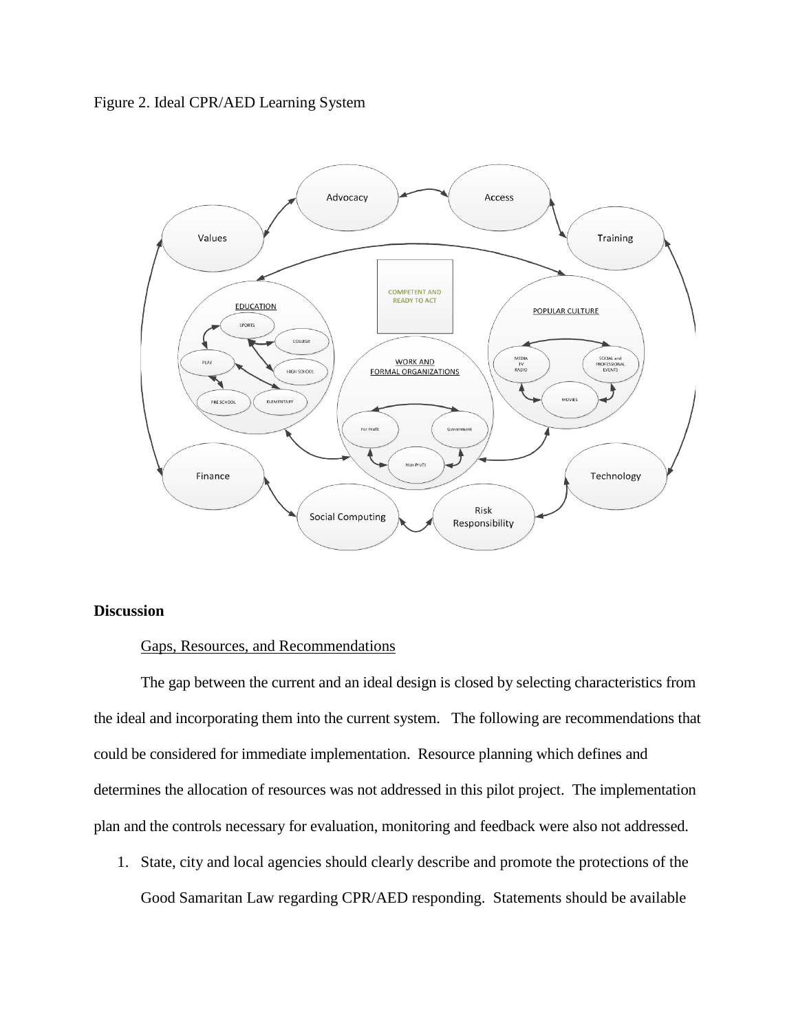Figure 2. Ideal CPR/AED Learning System

## Discussion

### Gaps, Resources, and Recommendations

The gap between the current and an ideal design is closed by selecting characteristics from the ideal and incorporating them into the current system. The following are recommendations that could be considered for immediate implementation. Resource planning which defines and determines the allocation of resources was not addressed in this pilot project. The implementation plan and the controls necessary for evaluation, monitoring and feedback were also not addressed.

1. State, city and local agencies should clearly describe and promote the protections of the Good Samaritan Law regarding CPR/AED responding. Statements should be available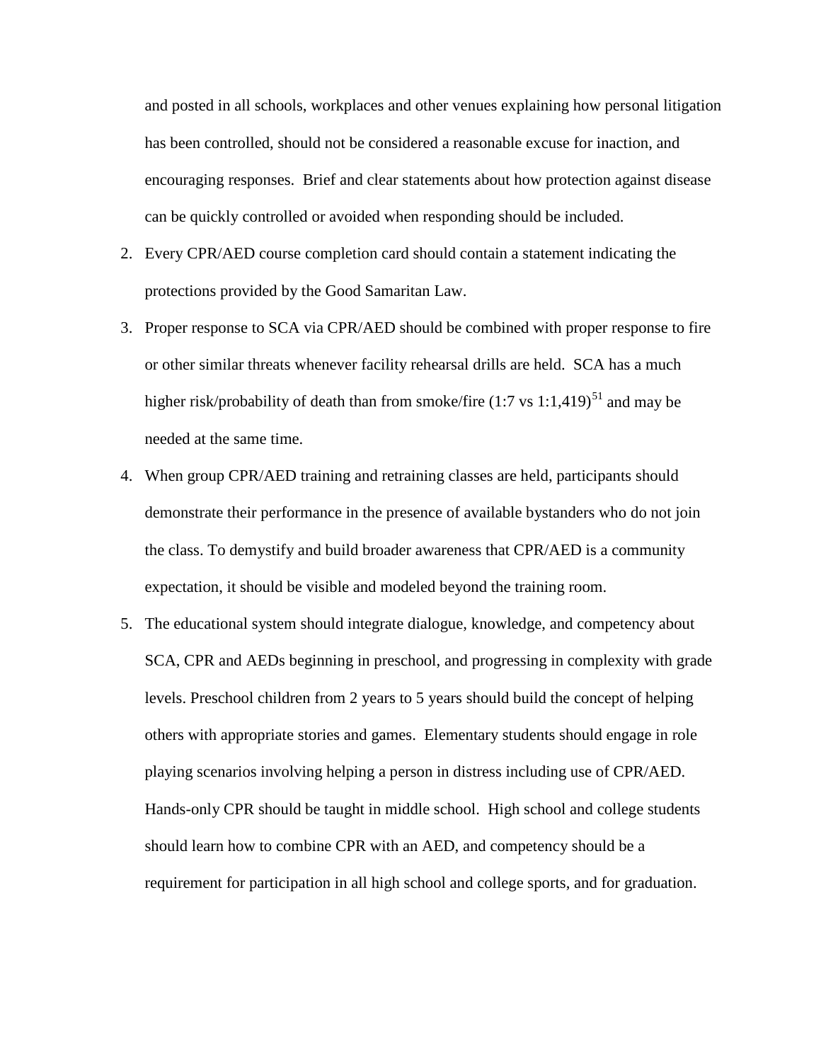and posted in all schools, workplaces and other venues explaining how personal litigation has been controlled, should not be considered a reasonable excuse for inaction, and encouraging responses. Brief and clear statements about how protection against disease can be quickly controlled or avoided when responding should be included.

2. Every CPR/AED course completion card should contain a statement indicating the protections provided by the Good Samaritan Law.
3. Proper response to SCA via CPR/AED should be combined with proper response to fire or other similar threats whenever facility rehearsal drills are held. SCA has a much higher risk/probability of death than from smoke/fire (1:7 vs 1:1,419)[51] and may be needed at the same time.
4. When group CPR/AED training and retraining classes are held, participants should demonstrate their performance in the presence of available bystanders who do not join the class. To demystify and build broader awareness that CPR/AED is a community expectation, it should be visible and modeled beyond the training room.
5. The educational system should integrate dialogue, knowledge, and competency about SCA, CPR and AEDs beginning in preschool, and progressing in complexity with grade levels. Preschool children from 2 years to 5 years should build the concept of helping others with appropriate stories and games. Elementary students should engage in role playing scenarios involving helping a person in distress including use of CPR/AED. Hands-only CPR should be taught in middle school. High school and college students should learn how to combine CPR with an AED, and competency should be a requirement for participation in all high school and college sports, and for graduation.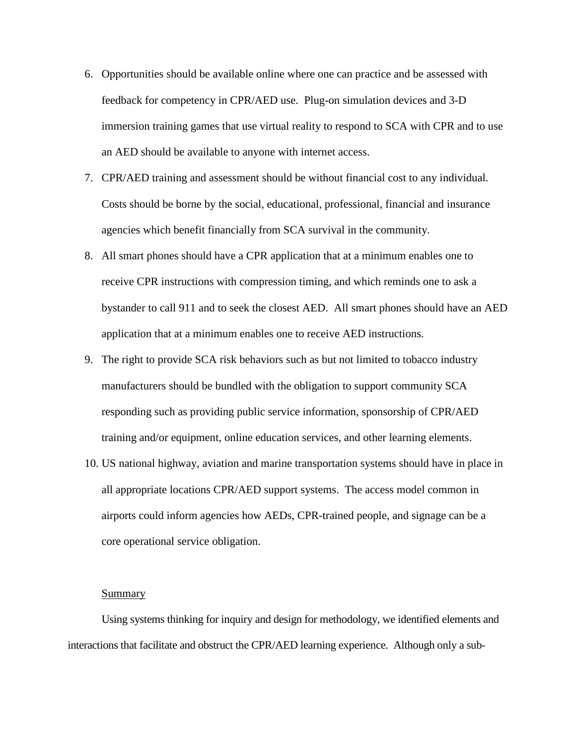6. Opportunities should be available online where one can practice and be assessed with feedback for competency in CPR/AED use. Plug-on simulation devices and 3-D immersion training games that use virtual reality to respond to SCA with CPR and to use an AED should be available to anyone with internet access.
7. CPR/AED training and assessment should be without financial cost to any individual. Costs should be borne by the social, educational, professional, financial and insurance agencies which benefit financially from SCA survival in the community.
8. All smart phones should have a CPR application that at a minimum enables one to receive CPR instructions with compression timing, and which reminds one to ask a bystander to call 911 and to seek the closest AED. All smart phones should have an AED application that at a minimum enables one to receive AED instructions.
9. The right to provide SCA risk behaviors such as but not limited to tobacco industry manufacturers should be bundled with the obligation to support community SCA responding such as providing public service information, sponsorship of CPR/AED training and/or equipment, online education services, and other learning elements.
10. US national highway, aviation and marine transportation systems should have in place in all appropriate locations CPR/AED support systems. The access model common in airports could inform agencies how AEDs, CPR-trained people, and signage can be a core operational service obligation.

<u>Summary</u>

Using systems thinking for inquiry and design for methodology, we identified elements and interactions that facilitate and obstruct the CPR/AED learning experience. Although only a sub-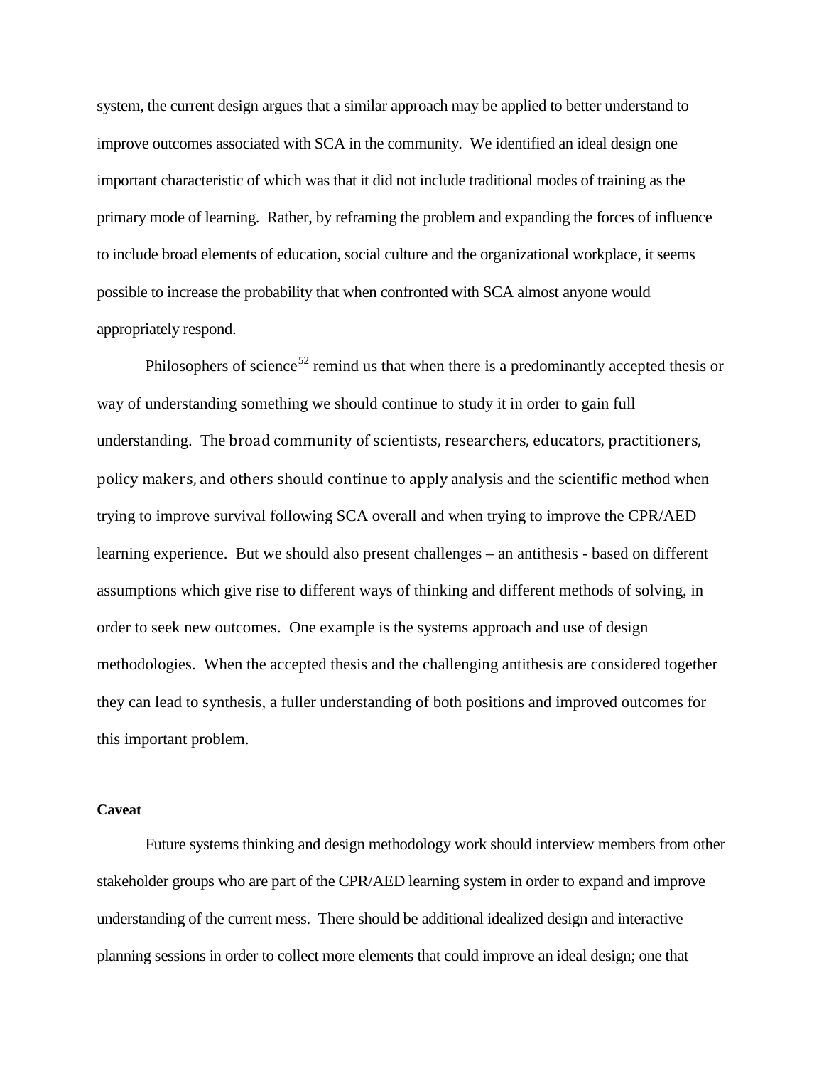system, the current design argues that a similar approach may be applied to better understand to improve outcomes associated with SCA in the community. We identified an ideal design one important characteristic of which was that it did not include traditional modes of training as the primary mode of learning. Rather, by reframing the problem and expanding the forces of influence to include broad elements of education, social culture and the organizational workplace, it seems possible to increase the probability that when confronted with SCA almost anyone would appropriately respond.

Philosophers of science[52] remind us that when there is a predominantly accepted thesis or way of understanding something we should continue to study it in order to gain full understanding. The broad community of scientists, researchers, educators, practitioners, policy makers, and others should continue to apply analysis and the scientific method when trying to improve survival following SCA overall and when trying to improve the CPR/AED learning experience. But we should also present challenges – an antithesis - based on different assumptions which give rise to different ways of thinking and different methods of solving, in order to seek new outcomes. One example is the systems approach and use of design methodologies. When the accepted thesis and the challenging antithesis are considered together they can lead to synthesis, a fuller understanding of both positions and improved outcomes for this important problem.

**Caveat**

Future systems thinking and design methodology work should interview members from other stakeholder groups who are part of the CPR/AED learning system in order to expand and improve understanding of the current mess. There should be additional idealized design and interactive planning sessions in order to collect more elements that could improve an ideal design; one that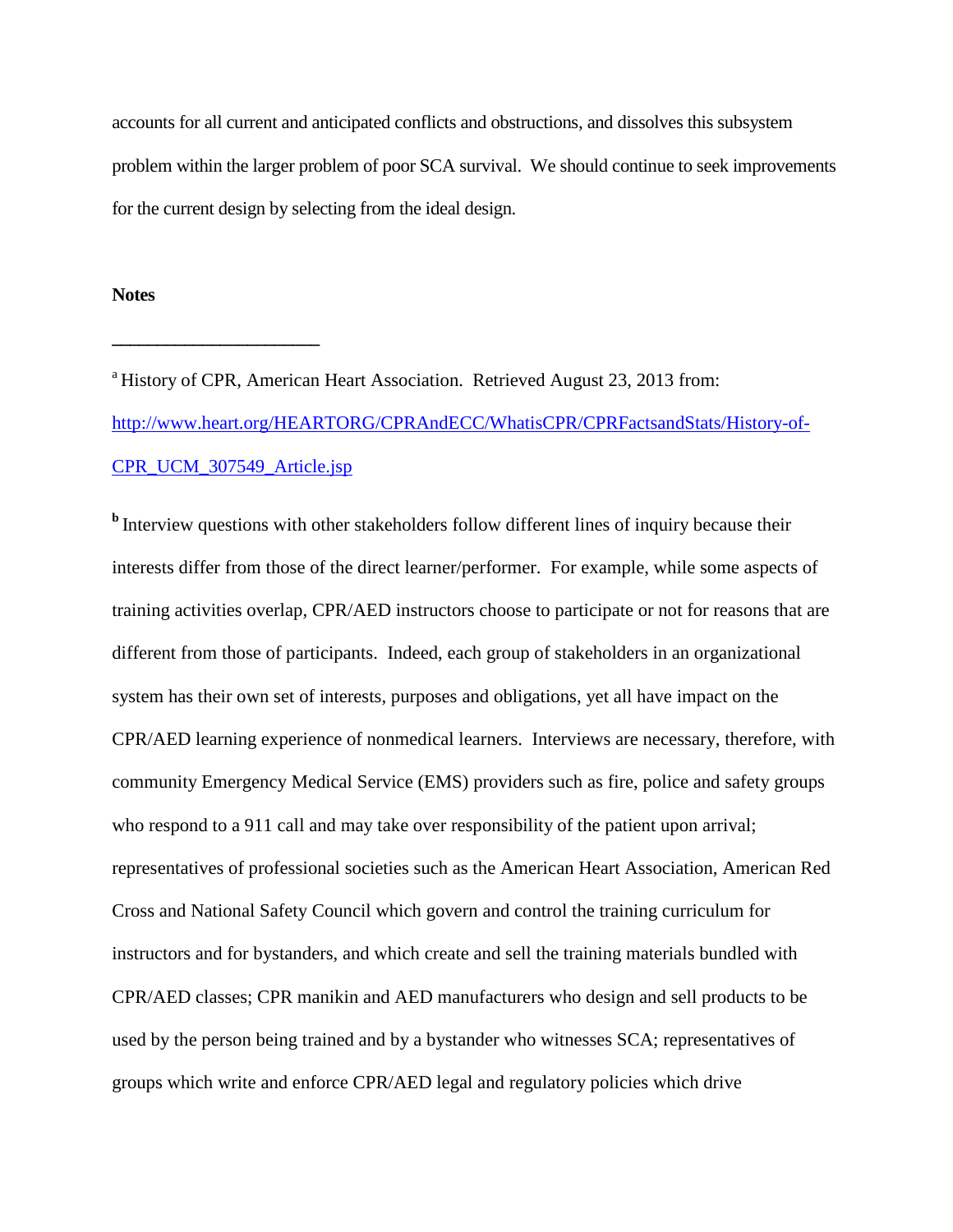accounts for all current and anticipated conflicts and obstructions, and dissolves this subsystem problem within the larger problem of poor SCA survival. We should continue to seek improvements for the current design by selecting from the ideal design.

**Notes**

______________________

[a] History of CPR, American Heart Association. Retrieved August 23, 2013 from: [http://www.heart.org/HEARTORG/CPRAndECC/WhatisCPR/CPRFactsandStats/History-of-CPR_UCM_307549_Article.jsp](http://www.heart.org/HEARTORG/CPRAndECC/WhatisCPR/CPRFactsandStats/History-of-CPR_UCM_307549_Article.jsp)

[b] Interview questions with other stakeholders follow different lines of inquiry because their interests differ from those of the direct learner/performer. For example, while some aspects of training activities overlap, CPR/AED instructors choose to participate or not for reasons that are different from those of participants. Indeed, each group of stakeholders in an organizational system has their own set of interests, purposes and obligations, yet all have impact on the CPR/AED learning experience of nonmedical learners. Interviews are necessary, therefore, with community Emergency Medical Service (EMS) providers such as fire, police and safety groups who respond to a 911 call and may take over responsibility of the patient upon arrival; representatives of professional societies such as the American Heart Association, American Red Cross and National Safety Council which govern and control the training curriculum for instructors and for bystanders, and which create and sell the training materials bundled with CPR/AED classes; CPR manikin and AED manufacturers who design and sell products to be used by the person being trained and by a bystander who witnesses SCA; representatives of groups which write and enforce CPR/AED legal and regulatory policies which drive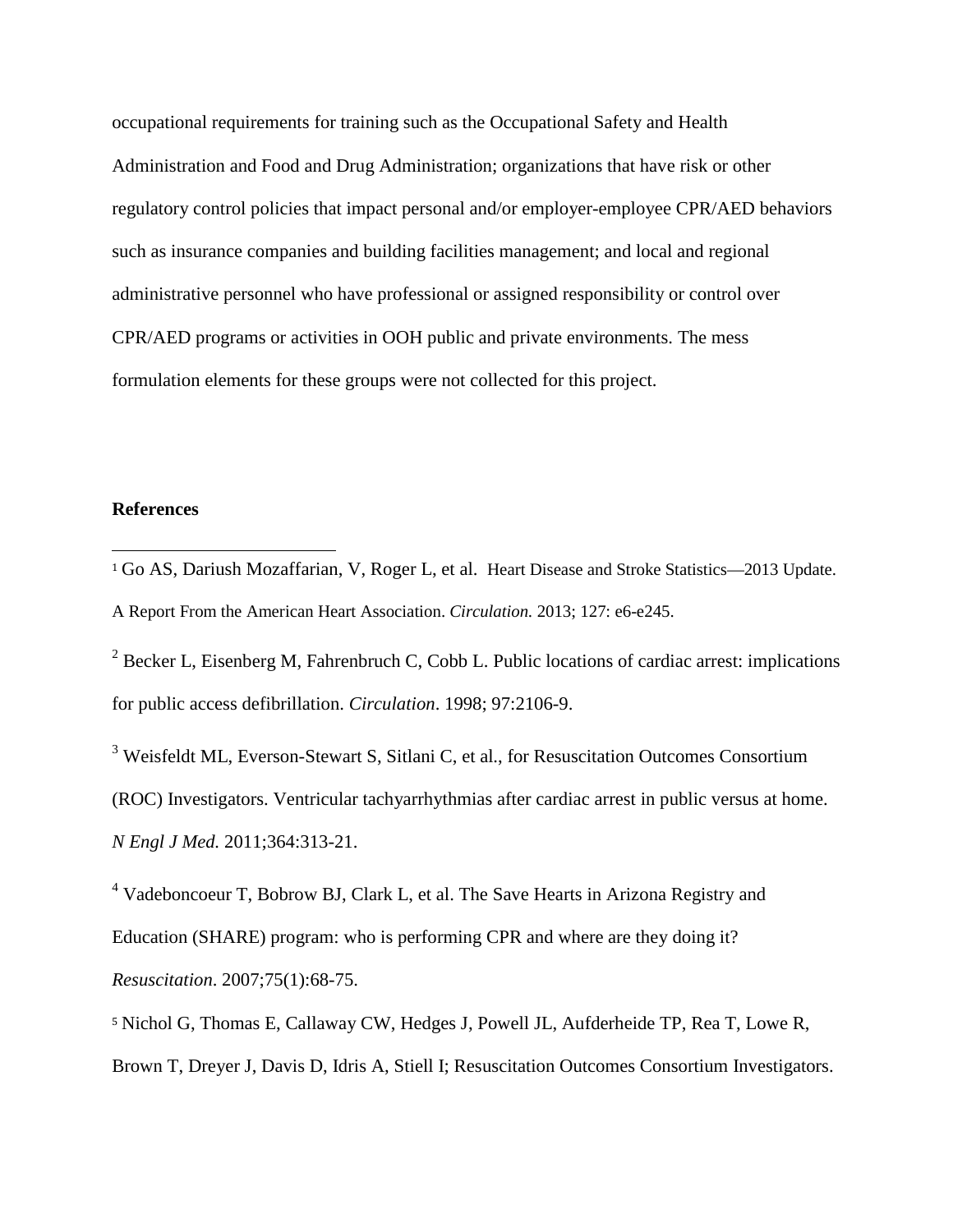occupational requirements for training such as the Occupational Safety and Health Administration and Food and Drug Administration; organizations that have risk or other regulatory control policies that impact personal and/or employer-employee CPR/AED behaviors such as insurance companies and building facilities management; and local and regional administrative personnel who have professional or assigned responsibility or control over CPR/AED programs or activities in OOH public and private environments. The mess formulation elements for these groups were not collected for this project.

**References**

[1] Go AS, Dariush Mozaffarian, V, Roger L, et al. Heart Disease and Stroke Statistics—2013 Update. A Report From the American Heart Association. *Circulation.* 2013; 127: e6-e245.

[2] Becker L, Eisenberg M, Fahrenbruch C, Cobb L. Public locations of cardiac arrest: implications for public access defibrillation. *Circulation*. 1998; 97:2106-9.

[3] Weisfeldt ML, Everson-Stewart S, Sitlani C, et al., for Resuscitation Outcomes Consortium (ROC) Investigators. Ventricular tachyarrhythmias after cardiac arrest in public versus at home. *N Engl J Med.* 2011;364:313-21.

[4] Vadeboncoeur T, Bobrow BJ, Clark L, et al. The Save Hearts in Arizona Registry and Education (SHARE) program: who is performing CPR and where are they doing it? *Resuscitation*. 2007;75(1):68-75.

[5] Nichol G, Thomas E, Callaway CW, Hedges J, Powell JL, Aufderheide TP, Rea T, Lowe R, Brown T, Dreyer J, Davis D, Idris A, Stiell I; Resuscitation Outcomes Consortium Investigators.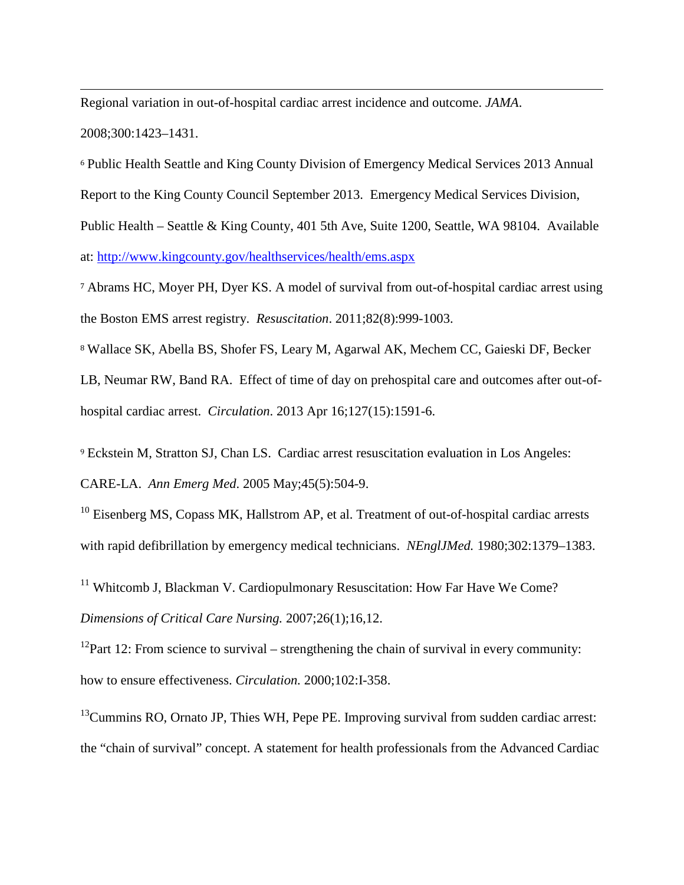Regional variation in out-of-hospital cardiac arrest incidence and outcome. *JAMA*. 2008;300:1423–1431.

[6] Public Health Seattle and King County Division of Emergency Medical Services 2013 Annual Report to the King County Council September 2013. Emergency Medical Services Division, Public Health – Seattle & King County, 401 5th Ave, Suite 1200, Seattle, WA 98104. Available at: http://www.kingcounty.gov/healthservices/health/ems.aspx

[7] Abrams HC, Moyer PH, Dyer KS. A model of survival from out-of-hospital cardiac arrest using the Boston EMS arrest registry. *Resuscitation*. 2011;82(8):999-1003.

[8] Wallace SK, Abella BS, Shofer FS, Leary M, Agarwal AK, Mechem CC, Gaieski DF, Becker LB, Neumar RW, Band RA. Effect of time of day on prehospital care and outcomes after out-of-hospital cardiac arrest. *Circulation*. 2013 Apr 16;127(15):1591-6.

[9] Eckstein M, Stratton SJ, Chan LS. Cardiac arrest resuscitation evaluation in Los Angeles: CARE-LA. *Ann Emerg Med*. 2005 May;45(5):504-9.

[10] Eisenberg MS, Copass MK, Hallstrom AP, et al. Treatment of out-of-hospital cardiac arrests with rapid defibrillation by emergency medical technicians. *NEnglJMed.* 1980;302:1379–1383.

[11] Whitcomb J, Blackman V. Cardiopulmonary Resuscitation: How Far Have We Come? *Dimensions of Critical Care Nursing.* 2007;26(1);16,12.

[12] Part 12: From science to survival – strengthening the chain of survival in every community: how to ensure effectiveness. *Circulation.* 2000;102:I-358.

[13] Cummins RO, Ornato JP, Thies WH, Pepe PE. Improving survival from sudden cardiac arrest: the "chain of survival" concept. A statement for health professionals from the Advanced Cardiac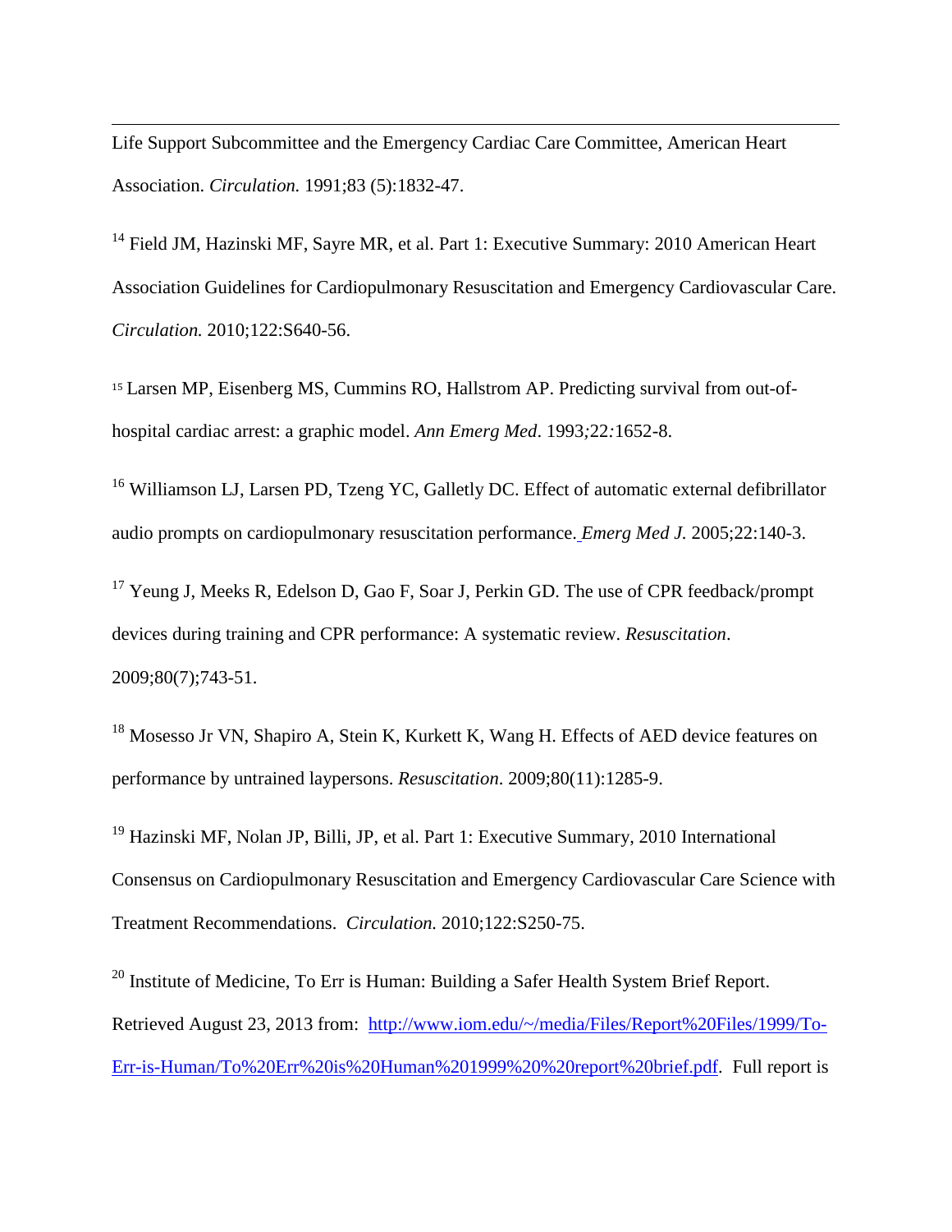Life Support Subcommittee and the Emergency Cardiac Care Committee, American Heart Association. *Circulation.* 1991;83 (5):1832-47.

[14] Field JM, Hazinski MF, Sayre MR, et al. Part 1: Executive Summary: 2010 American Heart Association Guidelines for Cardiopulmonary Resuscitation and Emergency Cardiovascular Care. *Circulation.* 2010;122:S640-56.

[15] Larsen MP, Eisenberg MS, Cummins RO, Hallstrom AP. Predicting survival from out-of-hospital cardiac arrest: a graphic model. *Ann Emerg Med*. 1993;22:1652-8.

[16] Williamson LJ, Larsen PD, Tzeng YC, Galletly DC. Effect of automatic external defibrillator audio prompts on cardiopulmonary resuscitation performance. *Emerg Med J.* 2005;22:140-3.

[17] Yeung J, Meeks R, Edelson D, Gao F, Soar J, Perkin GD. The use of CPR feedback/prompt devices during training and CPR performance: A systematic review. *Resuscitation*. 2009;80(7);743-51.

[18] Mosesso Jr VN, Shapiro A, Stein K, Kurkett K, Wang H. Effects of AED device features on performance by untrained laypersons. *Resuscitation*. 2009;80(11):1285-9.

[19] Hazinski MF, Nolan JP, Billi, JP, et al. Part 1: Executive Summary, 2010 International Consensus on Cardiopulmonary Resuscitation and Emergency Cardiovascular Care Science with Treatment Recommendations. *Circulation.* 2010;122:S250-75.

[20] Institute of Medicine, To Err is Human: Building a Safer Health System Brief Report. Retrieved August 23, 2013 from: http://www.iom.edu/~/media/Files/Report%20Files/1999/To-Err-is-Human/To%20Err%20is%20Human%201999%20%20report%20brief.pdf. Full report is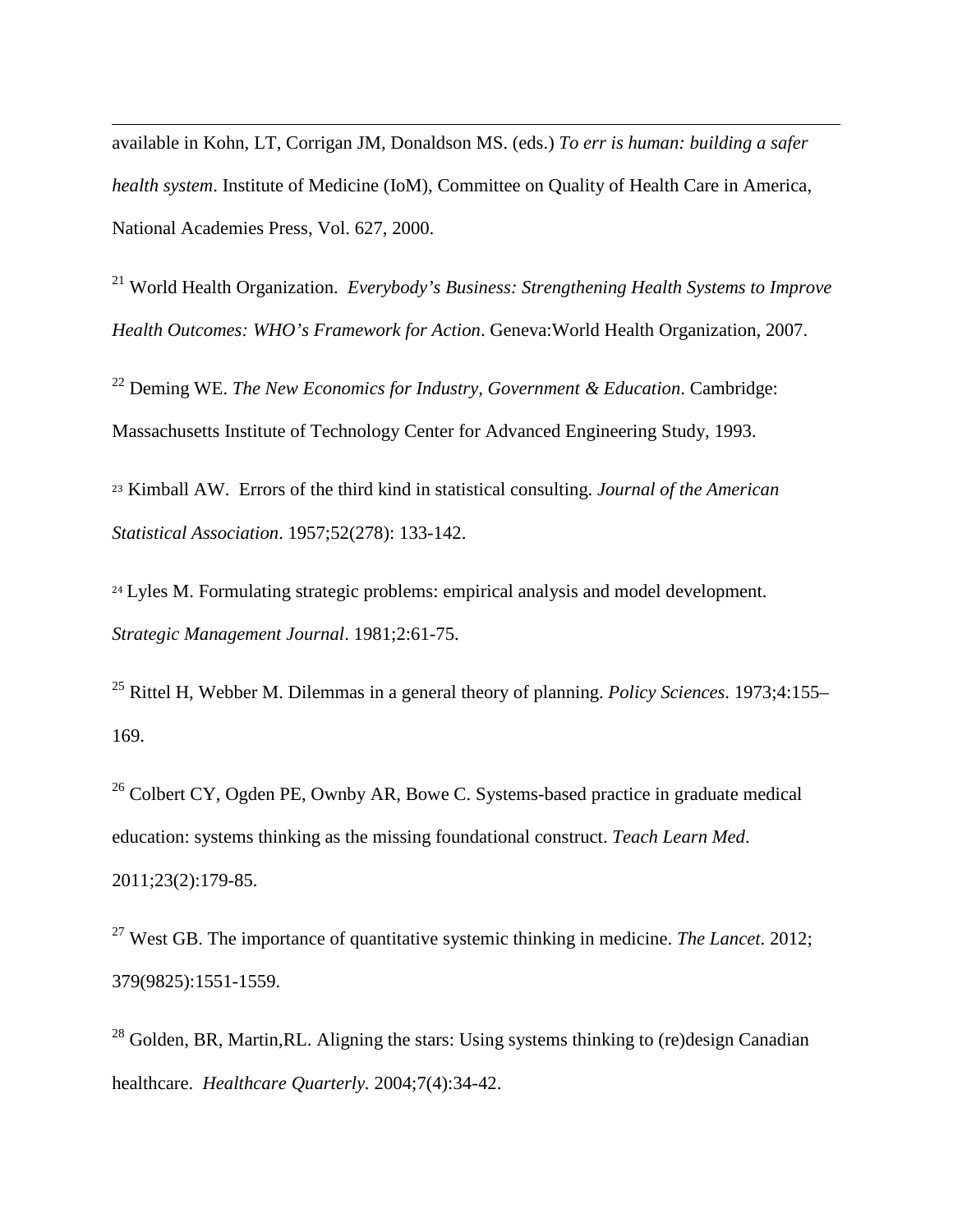available in Kohn, LT, Corrigan JM, Donaldson MS. (eds.) *To err is human: building a safer health system*. Institute of Medicine (IoM), Committee on Quality of Health Care in America, National Academies Press, Vol. 627, 2000.

[21] World Health Organization. *Everybody's Business: Strengthening Health Systems to Improve Health Outcomes: WHO's Framework for Action*. Geneva:World Health Organization, 2007.

[22] Deming WE. *The New Economics for Industry, Government & Education*. Cambridge: Massachusetts Institute of Technology Center for Advanced Engineering Study, 1993.

[23] Kimball AW. Errors of the third kind in statistical consulting. *Journal of the American Statistical Association*. 1957;52(278): 133-142.

[24] Lyles M. Formulating strategic problems: empirical analysis and model development. *Strategic Management Journal*. 1981;2:61-75.

[25] Rittel H, Webber M. Dilemmas in a general theory of planning. *Policy Sciences*. 1973;4:155–169.

[26] Colbert CY, Ogden PE, Ownby AR, Bowe C. Systems-based practice in graduate medical education: systems thinking as the missing foundational construct. *Teach Learn Med*. 2011;23(2):179-85.

[27] West GB. The importance of quantitative systemic thinking in medicine. *The Lancet*. 2012; 379(9825):1551-1559.

[28] Golden, BR, Martin,RL. Aligning the stars: Using systems thinking to (re)design Canadian healthcare. *Healthcare Quarterly*. 2004;7(4):34-42.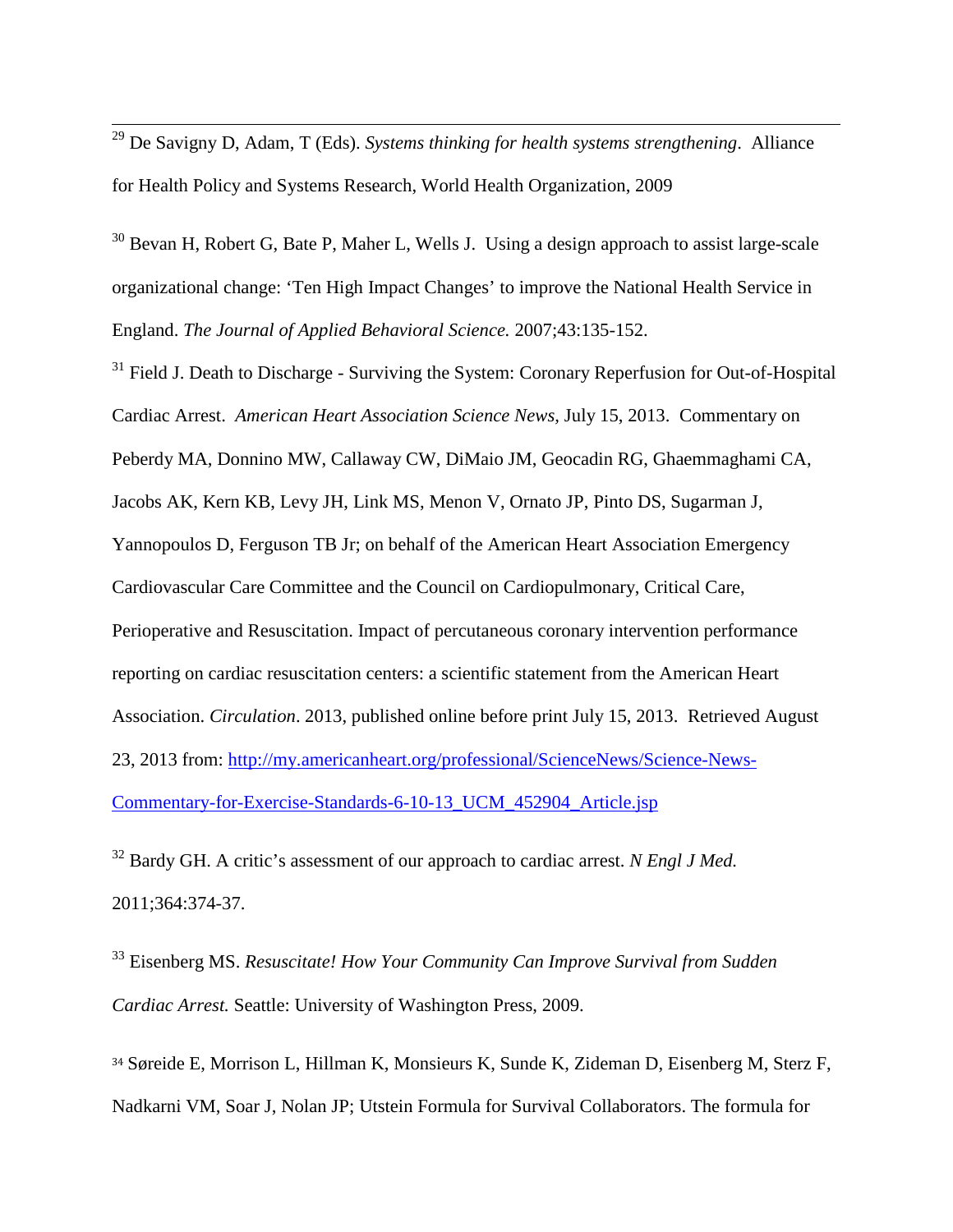[29] De Savigny D, Adam, T (Eds). *Systems thinking for health systems strengthening*. Alliance for Health Policy and Systems Research, World Health Organization, 2009

[30] Bevan H, Robert G, Bate P, Maher L, Wells J. Using a design approach to assist large-scale organizational change: 'Ten High Impact Changes' to improve the National Health Service in England. *The Journal of Applied Behavioral Science.* 2007;43:135-152.

[31] Field J. Death to Discharge - Surviving the System: Coronary Reperfusion for Out-of-Hospital Cardiac Arrest. *American Heart Association Science News*, July 15, 2013. Commentary on Peberdy MA, Donnino MW, Callaway CW, DiMaio JM, Geocadin RG, Ghaemmaghami CA, Jacobs AK, Kern KB, Levy JH, Link MS, Menon V, Ornato JP, Pinto DS, Sugarman J, Yannopoulos D, Ferguson TB Jr; on behalf of the American Heart Association Emergency Cardiovascular Care Committee and the Council on Cardiopulmonary, Critical Care, Perioperative and Resuscitation. Impact of percutaneous coronary intervention performance reporting on cardiac resuscitation centers: a scientific statement from the American Heart Association. *Circulation*. 2013, published online before print July 15, 2013. Retrieved August 23, 2013 from: http://my.americanheart.org/professional/ScienceNews/Science-News-Commentary-for-Exercise-Standards-6-10-13_UCM_452904_Article.jsp

[32] Bardy GH. A critic's assessment of our approach to cardiac arrest. *N Engl J Med.* 2011;364:374-37.

[33] Eisenberg MS. *Resuscitate! How Your Community Can Improve Survival from Sudden Cardiac Arrest.* Seattle: University of Washington Press, 2009.

[34] Søreide E, Morrison L, Hillman K, Monsieurs K, Sunde K, Zideman D, Eisenberg M, Sterz F, Nadkarni VM, Soar J, Nolan JP; Utstein Formula for Survival Collaborators. The formula for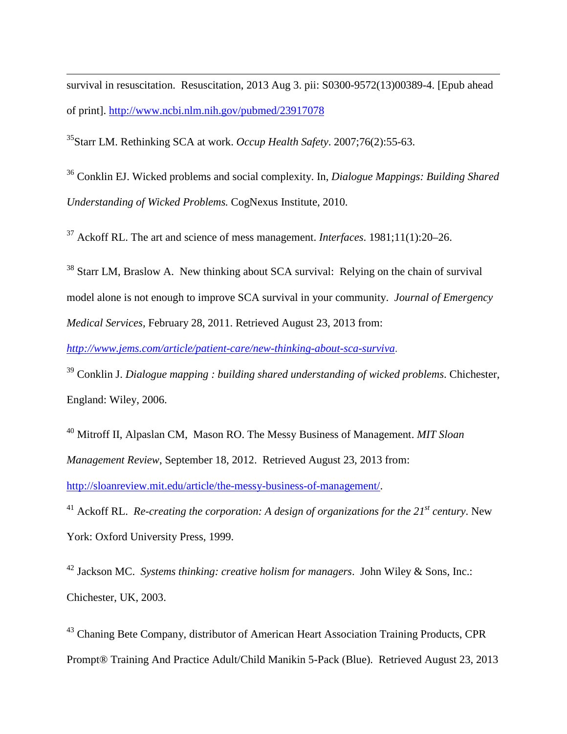survival in resuscitation. Resuscitation, 2013 Aug 3. pii: S0300-9572(13)00389-4. [Epub ahead of print]. http://www.ncbi.nlm.nih.gov/pubmed/23917078

[35]Starr LM. Rethinking SCA at work. *Occup Health Safety*. 2007;76(2):55-63.

[36] Conklin EJ. Wicked problems and social complexity. In, *Dialogue Mappings: Building Shared Understanding of Wicked Problems.* CogNexus Institute, 2010.

[37] Ackoff RL. The art and science of mess management. *Interfaces*. 1981;11(1):20–26.

[38] Starr LM, Braslow A. New thinking about SCA survival: Relying on the chain of survival model alone is not enough to improve SCA survival in your community. *Journal of Emergency Medical Services,* February 28, 2011. Retrieved August 23, 2013 from: *http://www.jems.com/article/patient-care/new-thinking-about-sca-surviva.*

[39] Conklin J. *Dialogue mapping : building shared understanding of wicked problems*. Chichester, England: Wiley, 2006.

[40] Mitroff II, Alpaslan CM, Mason RO. The Messy Business of Management. *MIT Sloan Management Review*, September 18, 2012. Retrieved August 23, 2013 from: http://sloanreview.mit.edu/article/the-messy-business-of-management/.

[41] Ackoff RL. *Re-creating the corporation: A design of organizations for the 21st century*. New York: Oxford University Press, 1999.

[42] Jackson MC. *Systems thinking: creative holism for managers*. John Wiley & Sons, Inc.: Chichester, UK, 2003.

[43] Chaning Bete Company, distributor of American Heart Association Training Products, CPR Prompt® Training And Practice Adult/Child Manikin 5-Pack (Blue). Retrieved August 23, 2013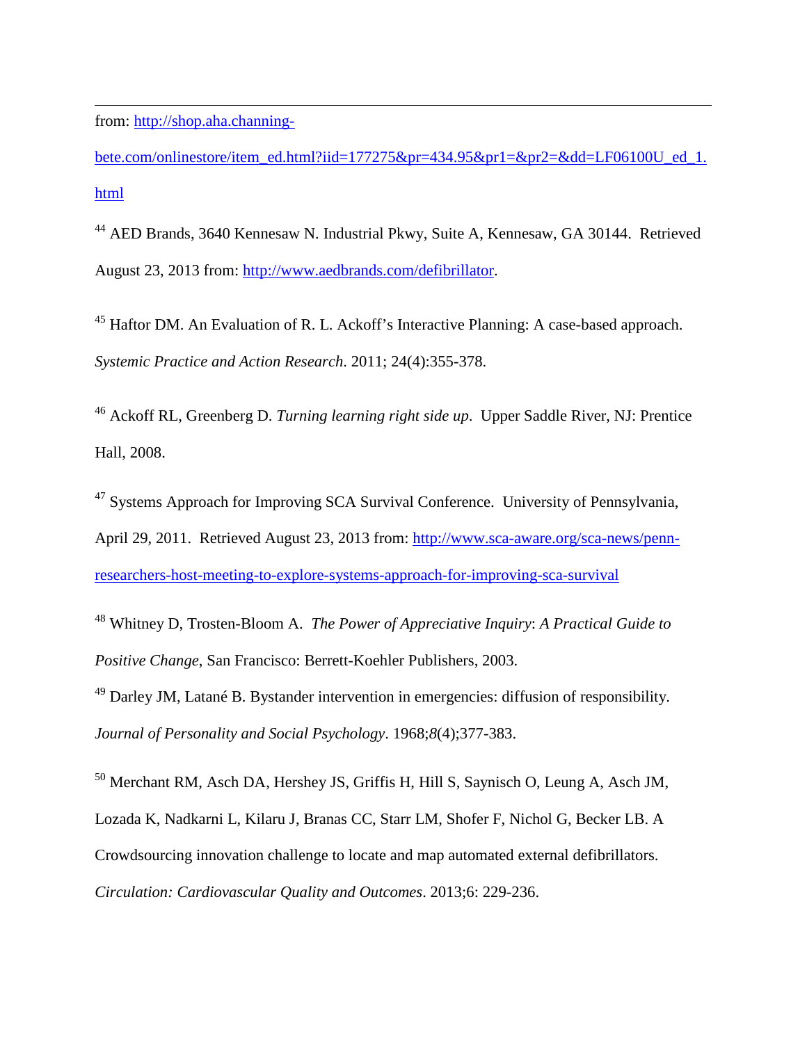from: http://shop.aha.channing-bete.com/onlinestore/item_ed.html?iid=177275&pr=434.95&pr1=&pr2=&dd=LF06100U_ed_1.html

[44] AED Brands, 3640 Kennesaw N. Industrial Pkwy, Suite A, Kennesaw, GA 30144. Retrieved August 23, 2013 from: http://www.aedbrands.com/defibrillator.

[45] Haftor DM. An Evaluation of R. L. Ackoff's Interactive Planning: A case-based approach. *Systemic Practice and Action Research*. 2011; 24(4):355-378.

[46] Ackoff RL, Greenberg D. *Turning learning right side up*. Upper Saddle River, NJ: Prentice Hall, 2008.

[47] Systems Approach for Improving SCA Survival Conference. University of Pennsylvania, April 29, 2011. Retrieved August 23, 2013 from: http://www.sca-aware.org/sca-news/penn-researchers-host-meeting-to-explore-systems-approach-for-improving-sca-survival

[48] Whitney D, Trosten-Bloom A. *The Power of Appreciative Inquiry*: *A Practical Guide to Positive Change*, San Francisco: Berrett-Koehler Publishers, 2003.

[49] Darley JM, Latané B. Bystander intervention in emergencies: diffusion of responsibility. *Journal of Personality and Social Psychology*. 1968;*8*(4);377-383.

[50] Merchant RM, Asch DA, Hershey JS, Griffis H, Hill S, Saynisch O, Leung A, Asch JM, Lozada K, Nadkarni L, Kilaru J, Branas CC, Starr LM, Shofer F, Nichol G, Becker LB. A Crowdsourcing innovation challenge to locate and map automated external defibrillators. *Circulation: Cardiovascular Quality and Outcomes*. 2013;6: 229-236.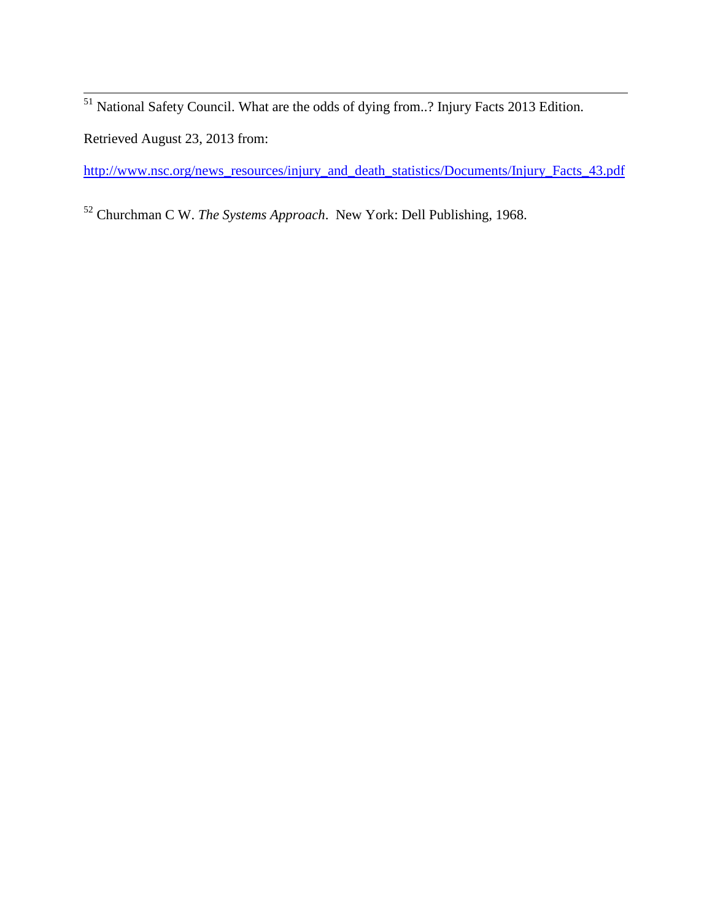[51] National Safety Council. What are the odds of dying from..? Injury Facts 2013 Edition.

Retrieved August 23, 2013 from:

http://www.nsc.org/news_resources/injury_and_death_statistics/Documents/Injury_Facts_43.pdf

[52] Churchman C W. *The Systems Approach*. New York: Dell Publishing, 1968.